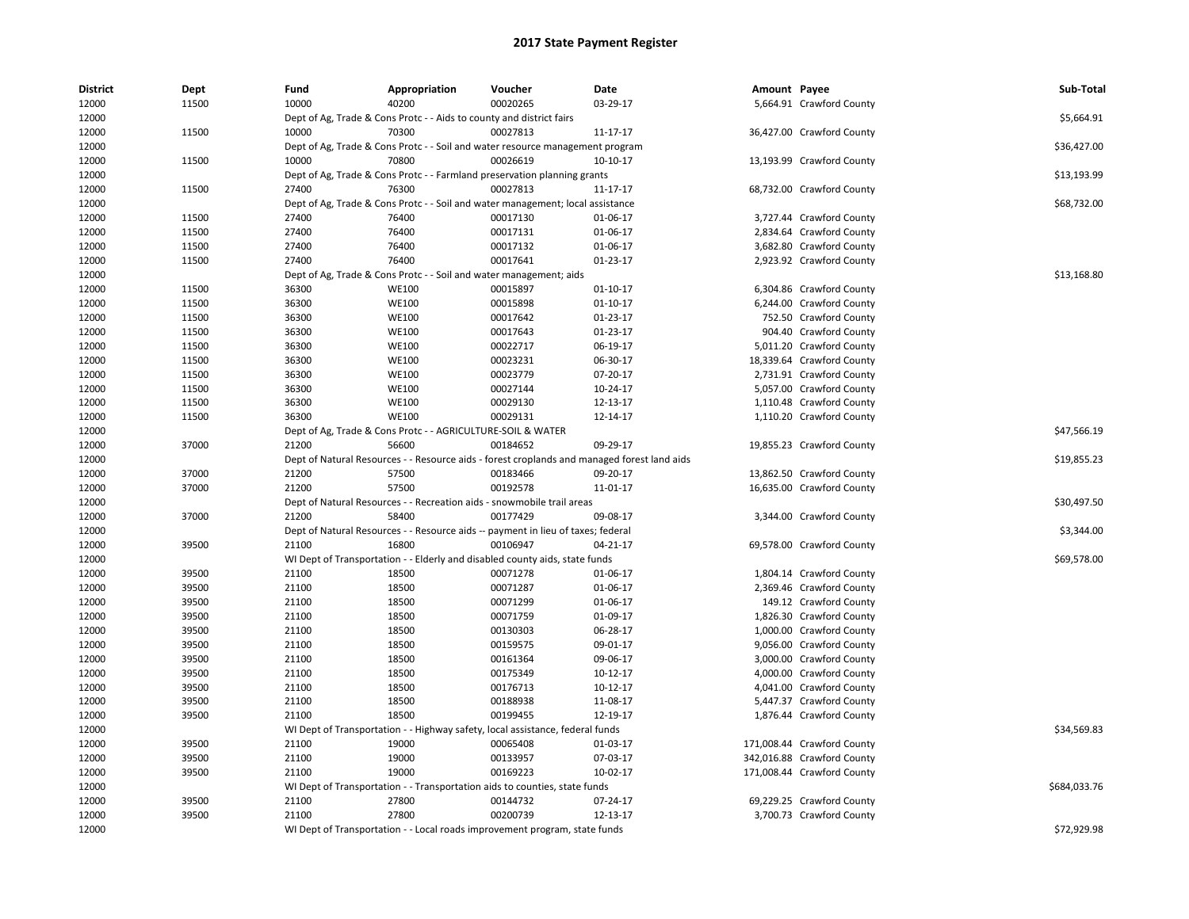# 2017 State Payment Register

| District | Dept | Fund | Appropriation | Voucher | Date | Amount | Payee | Sub-Total |
|---|---|---|---|---|---|---|---|---|
| 12000 | 11500 | 10000 | 40200 | 00020265 | 03-29-17 | 5,664.91 | Crawford County | |
| 12000 | | Dept of Ag, Trade & Cons Protc - - Aids to county and district fairs | | | | | | $5,664.91 |
| 12000 | 11500 | 10000 | 70300 | 00027813 | 11-17-17 | 36,427.00 | Crawford County | |
| 12000 | | Dept of Ag, Trade & Cons Protc - - Soil and water resource management program | | | | | | $36,427.00 |
| 12000 | 11500 | 10000 | 70800 | 00026619 | 10-10-17 | 13,193.99 | Crawford County | |
| 12000 | | Dept of Ag, Trade & Cons Protc - - Farmland preservation planning grants | | | | | | $13,193.99 |
| 12000 | 11500 | 27400 | 76300 | 00027813 | 11-17-17 | 68,732.00 | Crawford County | |
| 12000 | | Dept of Ag, Trade & Cons Protc - - Soil and water management; local assistance | | | | | | $68,732.00 |
| 12000 | 11500 | 27400 | 76400 | 00017130 | 01-06-17 | 3,727.44 | Crawford County | |
| 12000 | 11500 | 27400 | 76400 | 00017131 | 01-06-17 | 2,834.64 | Crawford County | |
| 12000 | 11500 | 27400 | 76400 | 00017132 | 01-06-17 | 3,682.80 | Crawford County | |
| 12000 | 11500 | 27400 | 76400 | 00017641 | 01-23-17 | 2,923.92 | Crawford County | |
| 12000 | | Dept of Ag, Trade & Cons Protc - - Soil and water management; aids | | | | | | $13,168.80 |
| 12000 | 11500 | 36300 | WE100 | 00015897 | 01-10-17 | 6,304.86 | Crawford County | |
| 12000 | 11500 | 36300 | WE100 | 00015898 | 01-10-17 | 6,244.00 | Crawford County | |
| 12000 | 11500 | 36300 | WE100 | 00017642 | 01-23-17 | 752.50 | Crawford County | |
| 12000 | 11500 | 36300 | WE100 | 00017643 | 01-23-17 | 904.40 | Crawford County | |
| 12000 | 11500 | 36300 | WE100 | 00022717 | 06-19-17 | 5,011.20 | Crawford County | |
| 12000 | 11500 | 36300 | WE100 | 00023231 | 06-30-17 | 18,339.64 | Crawford County | |
| 12000 | 11500 | 36300 | WE100 | 00023779 | 07-20-17 | 2,731.91 | Crawford County | |
| 12000 | 11500 | 36300 | WE100 | 00027144 | 10-24-17 | 5,057.00 | Crawford County | |
| 12000 | 11500 | 36300 | WE100 | 00029130 | 12-13-17 | 1,110.48 | Crawford County | |
| 12000 | 11500 | 36300 | WE100 | 00029131 | 12-14-17 | 1,110.20 | Crawford County | |
| 12000 | | Dept of Ag, Trade & Cons Protc - - AGRICULTURE-SOIL & WATER | | | | | | $47,566.19 |
| 12000 | 37000 | 21200 | 56600 | 00184652 | 09-29-17 | 19,855.23 | Crawford County | |
| 12000 | | Dept of Natural Resources - - Resource aids - forest croplands and managed forest land aids | | | | | | $19,855.23 |
| 12000 | 37000 | 21200 | 57500 | 00183466 | 09-20-17 | 13,862.50 | Crawford County | |
| 12000 | 37000 | 21200 | 57500 | 00192578 | 11-01-17 | 16,635.00 | Crawford County | |
| 12000 | | Dept of Natural Resources - - Recreation aids - snowmobile trail areas | | | | | | $30,497.50 |
| 12000 | 37000 | 21200 | 58400 | 00177429 | 09-08-17 | 3,344.00 | Crawford County | |
| 12000 | | Dept of Natural Resources - - Resource aids -- payment in lieu of taxes; federal | | | | | | $3,344.00 |
| 12000 | 39500 | 21100 | 16800 | 00106947 | 04-21-17 | 69,578.00 | Crawford County | |
| 12000 | | WI Dept of Transportation - - Elderly and disabled county aids, state funds | | | | | | $69,578.00 |
| 12000 | 39500 | 21100 | 18500 | 00071278 | 01-06-17 | 1,804.14 | Crawford County | |
| 12000 | 39500 | 21100 | 18500 | 00071287 | 01-06-17 | 2,369.46 | Crawford County | |
| 12000 | 39500 | 21100 | 18500 | 00071299 | 01-06-17 | 149.12 | Crawford County | |
| 12000 | 39500 | 21100 | 18500 | 00071759 | 01-09-17 | 1,826.30 | Crawford County | |
| 12000 | 39500 | 21100 | 18500 | 00130303 | 06-28-17 | 1,000.00 | Crawford County | |
| 12000 | 39500 | 21100 | 18500 | 00159575 | 09-01-17 | 9,056.00 | Crawford County | |
| 12000 | 39500 | 21100 | 18500 | 00161364 | 09-06-17 | 3,000.00 | Crawford County | |
| 12000 | 39500 | 21100 | 18500 | 00175349 | 10-12-17 | 4,000.00 | Crawford County | |
| 12000 | 39500 | 21100 | 18500 | 00176713 | 10-12-17 | 4,041.00 | Crawford County | |
| 12000 | 39500 | 21100 | 18500 | 00188938 | 11-08-17 | 5,447.37 | Crawford County | |
| 12000 | 39500 | 21100 | 18500 | 00199455 | 12-19-17 | 1,876.44 | Crawford County | |
| 12000 | | WI Dept of Transportation - - Highway safety, local assistance, federal funds | | | | | | $34,569.83 |
| 12000 | 39500 | 21100 | 19000 | 00065408 | 01-03-17 | 171,008.44 | Crawford County | |
| 12000 | 39500 | 21100 | 19000 | 00133957 | 07-03-17 | 342,016.88 | Crawford County | |
| 12000 | 39500 | 21100 | 19000 | 00169223 | 10-02-17 | 171,008.44 | Crawford County | |
| 12000 | | WI Dept of Transportation - - Transportation aids to counties, state funds | | | | | | $684,033.76 |
| 12000 | 39500 | 21100 | 27800 | 00144732 | 07-24-17 | 69,229.25 | Crawford County | |
| 12000 | 39500 | 21100 | 27800 | 00200739 | 12-13-17 | 3,700.73 | Crawford County | |
| 12000 | | WI Dept of Transportation - - Local roads improvement program, state funds | | | | | | $72,929.98 |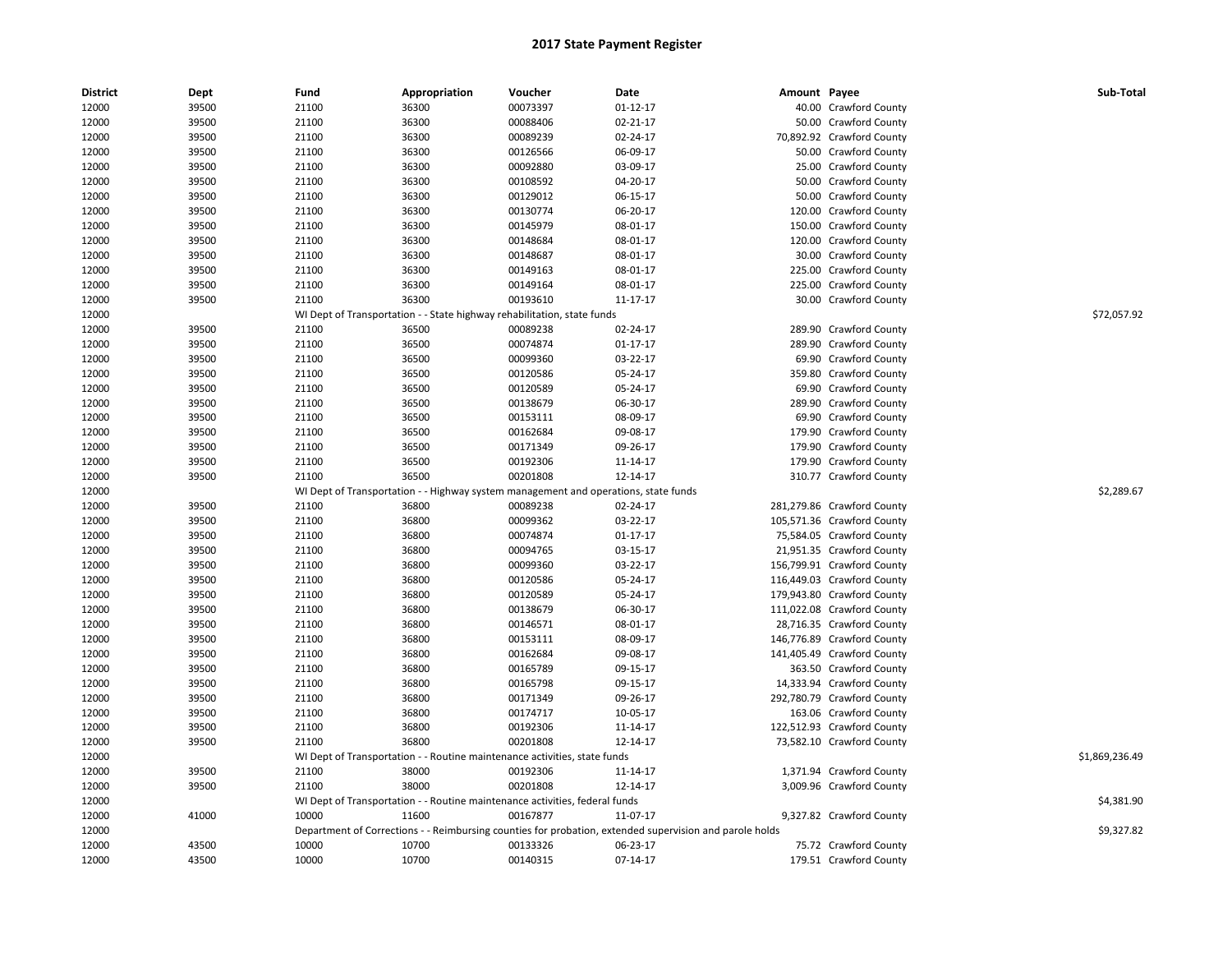# 2017 State Payment Register

| District | Dept | Fund | Appropriation | Voucher | Date | Amount | Payee | Sub-Total |
|---|---|---|---|---|---|---|---|---|
| 12000 | 39500 | 21100 | 36300 | 00073397 | 01-12-17 | 40.00 | Crawford County | |
| 12000 | 39500 | 21100 | 36300 | 00088406 | 02-21-17 | 50.00 | Crawford County | |
| 12000 | 39500 | 21100 | 36300 | 00089239 | 02-24-17 | 70,892.92 | Crawford County | |
| 12000 | 39500 | 21100 | 36300 | 00126566 | 06-09-17 | 50.00 | Crawford County | |
| 12000 | 39500 | 21100 | 36300 | 00092880 | 03-09-17 | 25.00 | Crawford County | |
| 12000 | 39500 | 21100 | 36300 | 00108592 | 04-20-17 | 50.00 | Crawford County | |
| 12000 | 39500 | 21100 | 36300 | 00129012 | 06-15-17 | 50.00 | Crawford County | |
| 12000 | 39500 | 21100 | 36300 | 00130774 | 06-20-17 | 120.00 | Crawford County | |
| 12000 | 39500 | 21100 | 36300 | 00145979 | 08-01-17 | 150.00 | Crawford County | |
| 12000 | 39500 | 21100 | 36300 | 00148684 | 08-01-17 | 120.00 | Crawford County | |
| 12000 | 39500 | 21100 | 36300 | 00148687 | 08-01-17 | 30.00 | Crawford County | |
| 12000 | 39500 | 21100 | 36300 | 00149163 | 08-01-17 | 225.00 | Crawford County | |
| 12000 | 39500 | 21100 | 36300 | 00149164 | 08-01-17 | 225.00 | Crawford County | |
| 12000 | 39500 | 21100 | 36300 | 00193610 | 11-17-17 | 30.00 | Crawford County | |
| 12000 | | WI Dept of Transportation - - State highway rehabilitation, state funds | | | | | | $72,057.92 |
| 12000 | 39500 | 21100 | 36500 | 00089238 | 02-24-17 | 289.90 | Crawford County | |
| 12000 | 39500 | 21100 | 36500 | 00074874 | 01-17-17 | 289.90 | Crawford County | |
| 12000 | 39500 | 21100 | 36500 | 00099360 | 03-22-17 | 69.90 | Crawford County | |
| 12000 | 39500 | 21100 | 36500 | 00120586 | 05-24-17 | 359.80 | Crawford County | |
| 12000 | 39500 | 21100 | 36500 | 00120589 | 05-24-17 | 69.90 | Crawford County | |
| 12000 | 39500 | 21100 | 36500 | 00138679 | 06-30-17 | 289.90 | Crawford County | |
| 12000 | 39500 | 21100 | 36500 | 00153111 | 08-09-17 | 69.90 | Crawford County | |
| 12000 | 39500 | 21100 | 36500 | 00162684 | 09-08-17 | 179.90 | Crawford County | |
| 12000 | 39500 | 21100 | 36500 | 00171349 | 09-26-17 | 179.90 | Crawford County | |
| 12000 | 39500 | 21100 | 36500 | 00192306 | 11-14-17 | 179.90 | Crawford County | |
| 12000 | 39500 | 21100 | 36500 | 00201808 | 12-14-17 | 310.77 | Crawford County | |
| 12000 | | WI Dept of Transportation - - Highway system management and operations, state funds | | | | | | $2,289.67 |
| 12000 | 39500 | 21100 | 36800 | 00089238 | 02-24-17 | 281,279.86 | Crawford County | |
| 12000 | 39500 | 21100 | 36800 | 00099362 | 03-22-17 | 105,571.36 | Crawford County | |
| 12000 | 39500 | 21100 | 36800 | 00074874 | 01-17-17 | 75,584.05 | Crawford County | |
| 12000 | 39500 | 21100 | 36800 | 00094765 | 03-15-17 | 21,951.35 | Crawford County | |
| 12000 | 39500 | 21100 | 36800 | 00099360 | 03-22-17 | 156,799.91 | Crawford County | |
| 12000 | 39500 | 21100 | 36800 | 00120586 | 05-24-17 | 116,449.03 | Crawford County | |
| 12000 | 39500 | 21100 | 36800 | 00120589 | 05-24-17 | 179,943.80 | Crawford County | |
| 12000 | 39500 | 21100 | 36800 | 00138679 | 06-30-17 | 111,022.08 | Crawford County | |
| 12000 | 39500 | 21100 | 36800 | 00146571 | 08-01-17 | 28,716.35 | Crawford County | |
| 12000 | 39500 | 21100 | 36800 | 00153111 | 08-09-17 | 146,776.89 | Crawford County | |
| 12000 | 39500 | 21100 | 36800 | 00162684 | 09-08-17 | 141,405.49 | Crawford County | |
| 12000 | 39500 | 21100 | 36800 | 00165789 | 09-15-17 | 363.50 | Crawford County | |
| 12000 | 39500 | 21100 | 36800 | 00165798 | 09-15-17 | 14,333.94 | Crawford County | |
| 12000 | 39500 | 21100 | 36800 | 00171349 | 09-26-17 | 292,780.79 | Crawford County | |
| 12000 | 39500 | 21100 | 36800 | 00174717 | 10-05-17 | 163.06 | Crawford County | |
| 12000 | 39500 | 21100 | 36800 | 00192306 | 11-14-17 | 122,512.93 | Crawford County | |
| 12000 | 39500 | 21100 | 36800 | 00201808 | 12-14-17 | 73,582.10 | Crawford County | |
| 12000 | | WI Dept of Transportation - - Routine maintenance activities, state funds | | | | | | $1,869,236.49 |
| 12000 | 39500 | 21100 | 38000 | 00192306 | 11-14-17 | 1,371.94 | Crawford County | |
| 12000 | 39500 | 21100 | 38000 | 00201808 | 12-14-17 | 3,009.96 | Crawford County | |
| 12000 | | WI Dept of Transportation - - Routine maintenance activities, federal funds | | | | | | $4,381.90 |
| 12000 | 41000 | 10000 | 11600 | 00167877 | 11-07-17 | 9,327.82 | Crawford County | |
| 12000 | | Department of Corrections - - Reimbursing counties for probation, extended supervision and parole holds | | | | | | $9,327.82 |
| 12000 | 43500 | 10000 | 10700 | 00133326 | 06-23-17 | 75.72 | Crawford County | |
| 12000 | 43500 | 10000 | 10700 | 00140315 | 07-14-17 | 179.51 | Crawford County | |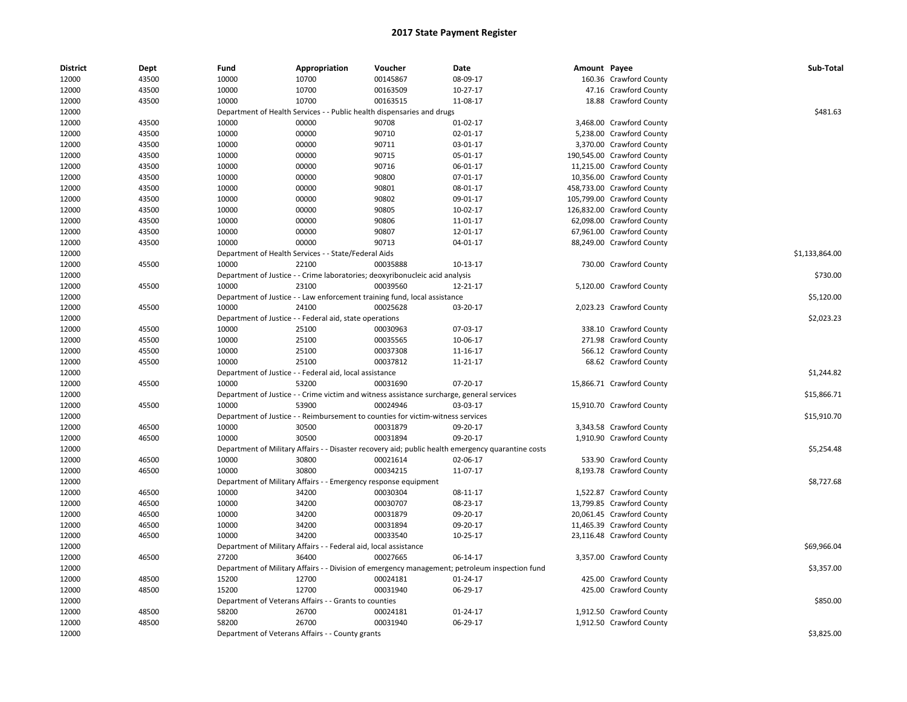# 2017 State Payment Register

| District | Dept | Fund | Appropriation | Voucher | Date | Amount | Payee | Sub-Total |
|---|---|---|---|---|---|---|---|---|
| 12000 | 43500 | 10000 | 10700 | 00145867 | 08-09-17 | 160.36 | Crawford County | |
| 12000 | 43500 | 10000 | 10700 | 00163509 | 10-27-17 | 47.16 | Crawford County | |
| 12000 | 43500 | 10000 | 10700 | 00163515 | 11-08-17 | 18.88 | Crawford County | |
| 12000 | | Department of Health Services - - Public health dispensaries and drugs | | | | | | $481.63 |
| 12000 | 43500 | 10000 | 00000 | 90708 | 01-02-17 | 3,468.00 | Crawford County | |
| 12000 | 43500 | 10000 | 00000 | 90710 | 02-01-17 | 5,238.00 | Crawford County | |
| 12000 | 43500 | 10000 | 00000 | 90711 | 03-01-17 | 3,370.00 | Crawford County | |
| 12000 | 43500 | 10000 | 00000 | 90715 | 05-01-17 | 190,545.00 | Crawford County | |
| 12000 | 43500 | 10000 | 00000 | 90716 | 06-01-17 | 11,215.00 | Crawford County | |
| 12000 | 43500 | 10000 | 00000 | 90800 | 07-01-17 | 10,356.00 | Crawford County | |
| 12000 | 43500 | 10000 | 00000 | 90801 | 08-01-17 | 458,733.00 | Crawford County | |
| 12000 | 43500 | 10000 | 00000 | 90802 | 09-01-17 | 105,799.00 | Crawford County | |
| 12000 | 43500 | 10000 | 00000 | 90805 | 10-02-17 | 126,832.00 | Crawford County | |
| 12000 | 43500 | 10000 | 00000 | 90806 | 11-01-17 | 62,098.00 | Crawford County | |
| 12000 | 43500 | 10000 | 00000 | 90807 | 12-01-17 | 67,961.00 | Crawford County | |
| 12000 | 43500 | 10000 | 00000 | 90713 | 04-01-17 | 88,249.00 | Crawford County | |
| 12000 | | Department of Health Services - - State/Federal Aids | | | | | | $1,133,864.00 |
| 12000 | 45500 | 10000 | 22100 | 00035888 | 10-13-17 | 730.00 | Crawford County | |
| 12000 | | Department of Justice - - Crime laboratories; deoxyribonucleic acid analysis | | | | | | $730.00 |
| 12000 | 45500 | 10000 | 23100 | 00039560 | 12-21-17 | 5,120.00 | Crawford County | |
| 12000 | | Department of Justice - - Law enforcement training fund, local assistance | | | | | | $5,120.00 |
| 12000 | 45500 | 10000 | 24100 | 00025628 | 03-20-17 | 2,023.23 | Crawford County | |
| 12000 | | Department of Justice - - Federal aid, state operations | | | | | | $2,023.23 |
| 12000 | 45500 | 10000 | 25100 | 00030963 | 07-03-17 | 338.10 | Crawford County | |
| 12000 | 45500 | 10000 | 25100 | 00035565 | 10-06-17 | 271.98 | Crawford County | |
| 12000 | 45500 | 10000 | 25100 | 00037308 | 11-16-17 | 566.12 | Crawford County | |
| 12000 | 45500 | 10000 | 25100 | 00037812 | 11-21-17 | 68.62 | Crawford County | |
| 12000 | | Department of Justice - - Federal aid, local assistance | | | | | | $1,244.82 |
| 12000 | 45500 | 10000 | 53200 | 00031690 | 07-20-17 | 15,866.71 | Crawford County | |
| 12000 | | Department of Justice - - Crime victim and witness assistance surcharge, general services | | | | | | $15,866.71 |
| 12000 | 45500 | 10000 | 53900 | 00024946 | 03-03-17 | 15,910.70 | Crawford County | |
| 12000 | | Department of Justice - - Reimbursement to counties for victim-witness services | | | | | | $15,910.70 |
| 12000 | 46500 | 10000 | 30500 | 00031879 | 09-20-17 | 3,343.58 | Crawford County | |
| 12000 | 46500 | 10000 | 30500 | 00031894 | 09-20-17 | 1,910.90 | Crawford County | |
| 12000 | | Department of Military Affairs - - Disaster recovery aid; public health emergency quarantine costs | | | | | | $5,254.48 |
| 12000 | 46500 | 10000 | 30800 | 00021614 | 02-06-17 | 533.90 | Crawford County | |
| 12000 | 46500 | 10000 | 30800 | 00034215 | 11-07-17 | 8,193.78 | Crawford County | |
| 12000 | | Department of Military Affairs - - Emergency response equipment | | | | | | $8,727.68 |
| 12000 | 46500 | 10000 | 34200 | 00030304 | 08-11-17 | 1,522.87 | Crawford County | |
| 12000 | 46500 | 10000 | 34200 | 00030707 | 08-23-17 | 13,799.85 | Crawford County | |
| 12000 | 46500 | 10000 | 34200 | 00031879 | 09-20-17 | 20,061.45 | Crawford County | |
| 12000 | 46500 | 10000 | 34200 | 00031894 | 09-20-17 | 11,465.39 | Crawford County | |
| 12000 | 46500 | 10000 | 34200 | 00033540 | 10-25-17 | 23,116.48 | Crawford County | |
| 12000 | | Department of Military Affairs - - Federal aid, local assistance | | | | | | $69,966.04 |
| 12000 | 46500 | 27200 | 36400 | 00027665 | 06-14-17 | 3,357.00 | Crawford County | |
| 12000 | | Department of Military Affairs - - Division of emergency management; petroleum inspection fund | | | | | | $3,357.00 |
| 12000 | 48500 | 15200 | 12700 | 00024181 | 01-24-17 | 425.00 | Crawford County | |
| 12000 | 48500 | 15200 | 12700 | 00031940 | 06-29-17 | 425.00 | Crawford County | |
| 12000 | | Department of Veterans Affairs - - Grants to counties | | | | | | $850.00 |
| 12000 | 48500 | 58200 | 26700 | 00024181 | 01-24-17 | 1,912.50 | Crawford County | |
| 12000 | 48500 | 58200 | 26700 | 00031940 | 06-29-17 | 1,912.50 | Crawford County | |
| 12000 | | Department of Veterans Affairs - - County grants | | | | | | $3,825.00 |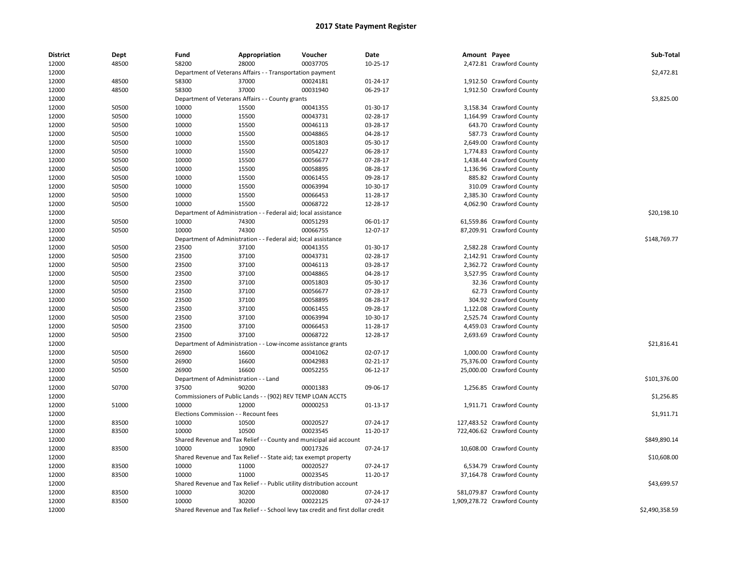## 2017 State Payment Register

| District | Dept | Fund | Appropriation | Voucher | Date | Amount | Payee | Sub-Total |
|---|---|---|---|---|---|---|---|---|
| 12000 | 48500 | 58200 | 28000 | 00037705 | 10-25-17 | 2,472.81 | Crawford County | |
| 12000 | | Department of Veterans Affairs - - Transportation payment | | | | | | $2,472.81 |
| 12000 | 48500 | 58300 | 37000 | 00024181 | 01-24-17 | 1,912.50 | Crawford County | |
| 12000 | 48500 | 58300 | 37000 | 00031940 | 06-29-17 | 1,912.50 | Crawford County | |
| 12000 | | Department of Veterans Affairs - - County grants | | | | | | $3,825.00 |
| 12000 | 50500 | 10000 | 15500 | 00041355 | 01-30-17 | 3,158.34 | Crawford County | |
| 12000 | 50500 | 10000 | 15500 | 00043731 | 02-28-17 | 1,164.99 | Crawford County | |
| 12000 | 50500 | 10000 | 15500 | 00046113 | 03-28-17 | 643.70 | Crawford County | |
| 12000 | 50500 | 10000 | 15500 | 00048865 | 04-28-17 | 587.73 | Crawford County | |
| 12000 | 50500 | 10000 | 15500 | 00051803 | 05-30-17 | 2,649.00 | Crawford County | |
| 12000 | 50500 | 10000 | 15500 | 00054227 | 06-28-17 | 1,774.83 | Crawford County | |
| 12000 | 50500 | 10000 | 15500 | 00056677 | 07-28-17 | 1,438.44 | Crawford County | |
| 12000 | 50500 | 10000 | 15500 | 00058895 | 08-28-17 | 1,136.96 | Crawford County | |
| 12000 | 50500 | 10000 | 15500 | 00061455 | 09-28-17 | 885.82 | Crawford County | |
| 12000 | 50500 | 10000 | 15500 | 00063994 | 10-30-17 | 310.09 | Crawford County | |
| 12000 | 50500 | 10000 | 15500 | 00066453 | 11-28-17 | 2,385.30 | Crawford County | |
| 12000 | 50500 | 10000 | 15500 | 00068722 | 12-28-17 | 4,062.90 | Crawford County | |
| 12000 | | Department of Administration - - Federal aid; local assistance | | | | | | $20,198.10 |
| 12000 | 50500 | 10000 | 74300 | 00051293 | 06-01-17 | 61,559.86 | Crawford County | |
| 12000 | 50500 | 10000 | 74300 | 00066755 | 12-07-17 | 87,209.91 | Crawford County | |
| 12000 | | Department of Administration - - Federal aid; local assistance | | | | | | $148,769.77 |
| 12000 | 50500 | 23500 | 37100 | 00041355 | 01-30-17 | 2,582.28 | Crawford County | |
| 12000 | 50500 | 23500 | 37100 | 00043731 | 02-28-17 | 2,142.91 | Crawford County | |
| 12000 | 50500 | 23500 | 37100 | 00046113 | 03-28-17 | 2,362.72 | Crawford County | |
| 12000 | 50500 | 23500 | 37100 | 00048865 | 04-28-17 | 3,527.95 | Crawford County | |
| 12000 | 50500 | 23500 | 37100 | 00051803 | 05-30-17 | 32.36 | Crawford County | |
| 12000 | 50500 | 23500 | 37100 | 00056677 | 07-28-17 | 62.73 | Crawford County | |
| 12000 | 50500 | 23500 | 37100 | 00058895 | 08-28-17 | 304.92 | Crawford County | |
| 12000 | 50500 | 23500 | 37100 | 00061455 | 09-28-17 | 1,122.08 | Crawford County | |
| 12000 | 50500 | 23500 | 37100 | 00063994 | 10-30-17 | 2,525.74 | Crawford County | |
| 12000 | 50500 | 23500 | 37100 | 00066453 | 11-28-17 | 4,459.03 | Crawford County | |
| 12000 | 50500 | 23500 | 37100 | 00068722 | 12-28-17 | 2,693.69 | Crawford County | |
| 12000 | | Department of Administration - - Low-income assistance grants | | | | | | $21,816.41 |
| 12000 | 50500 | 26900 | 16600 | 00041062 | 02-07-17 | 1,000.00 | Crawford County | |
| 12000 | 50500 | 26900 | 16600 | 00042983 | 02-21-17 | 75,376.00 | Crawford County | |
| 12000 | 50500 | 26900 | 16600 | 00052255 | 06-12-17 | 25,000.00 | Crawford County | |
| 12000 | | Department of Administration - - Land | | | | | | $101,376.00 |
| 12000 | 50700 | 37500 | 90200 | 00001383 | 09-06-17 | 1,256.85 | Crawford County | |
| 12000 | | Commissioners of Public Lands - - (902) REV TEMP LOAN ACCTS | | | | | | $1,256.85 |
| 12000 | 51000 | 10000 | 12000 | 00000253 | 01-13-17 | 1,911.71 | Crawford County | |
| 12000 | | Elections Commission - - Recount fees | | | | | | $1,911.71 |
| 12000 | 83500 | 10000 | 10500 | 00020527 | 07-24-17 | 127,483.52 | Crawford County | |
| 12000 | 83500 | 10000 | 10500 | 00023545 | 11-20-17 | 722,406.62 | Crawford County | |
| 12000 | | Shared Revenue and Tax Relief - - County and municipal aid account | | | | | | $849,890.14 |
| 12000 | 83500 | 10000 | 10900 | 00017326 | 07-24-17 | 10,608.00 | Crawford County | |
| 12000 | | Shared Revenue and Tax Relief - - State aid; tax exempt property | | | | | | $10,608.00 |
| 12000 | 83500 | 10000 | 11000 | 00020527 | 07-24-17 | 6,534.79 | Crawford County | |
| 12000 | 83500 | 10000 | 11000 | 00023545 | 11-20-17 | 37,164.78 | Crawford County | |
| 12000 | | Shared Revenue and Tax Relief - - Public utility distribution account | | | | | | $43,699.57 |
| 12000 | 83500 | 10000 | 30200 | 00020080 | 07-24-17 | 581,079.87 | Crawford County | |
| 12000 | 83500 | 10000 | 30200 | 00022125 | 07-24-17 | 1,909,278.72 | Crawford County | |
| 12000 | | Shared Revenue and Tax Relief - - School levy tax credit and first dollar credit | | | | | | $2,490,358.59 |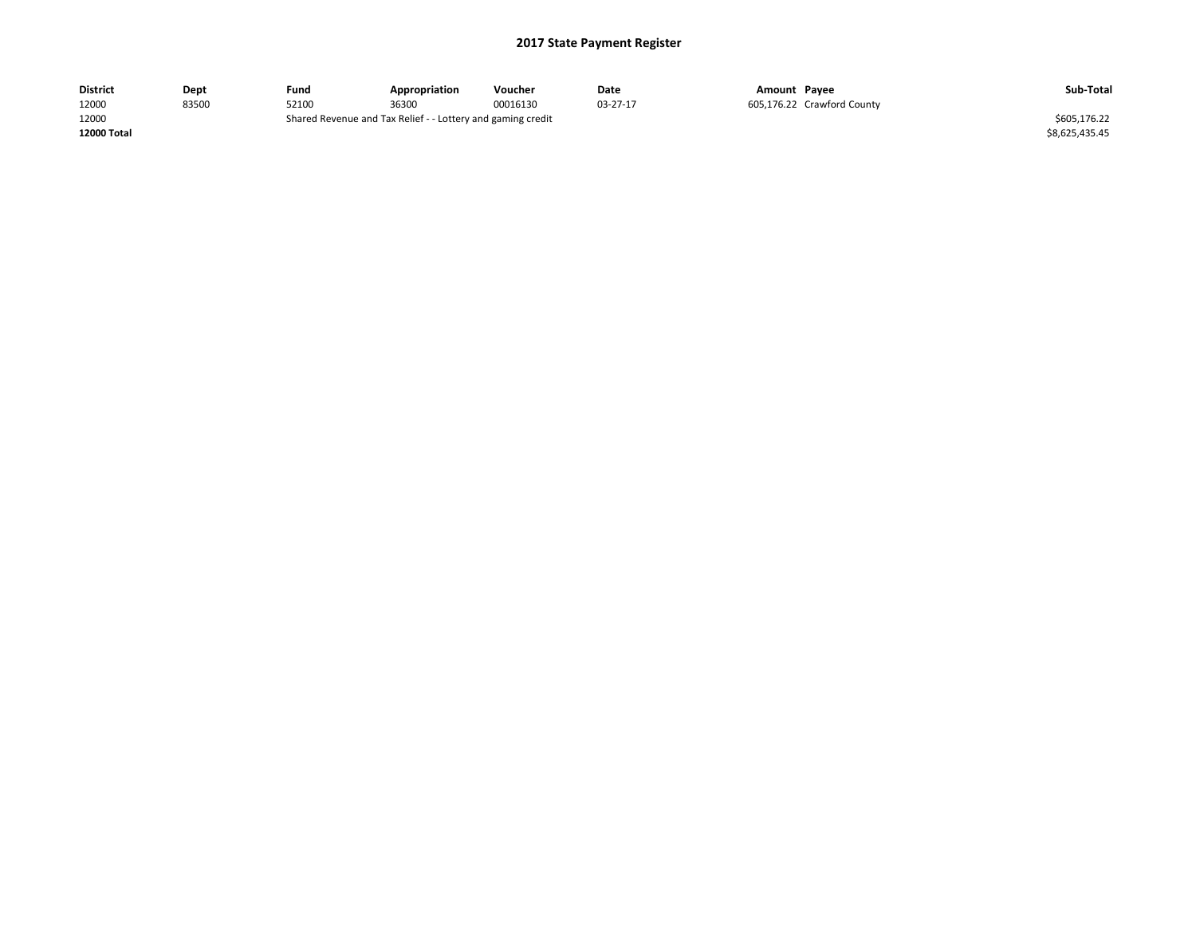## 2017 State Payment Register

| District | Dept | Fund | Appropriation | Voucher | Date | Amount | Payee | Sub-Total |
|---|---|---|---|---|---|---|---|---|
| 12000 | 83500 | 52100 | 36300 | 00016130 | 03-27-17 | 605,176.22 | Crawford County | |
| 12000 | | Shared Revenue and Tax Relief - - Lottery and gaming credit | | | | | | $605,176.22 |
| **12000 Total** | | | | | | | | $8,625,435.45 |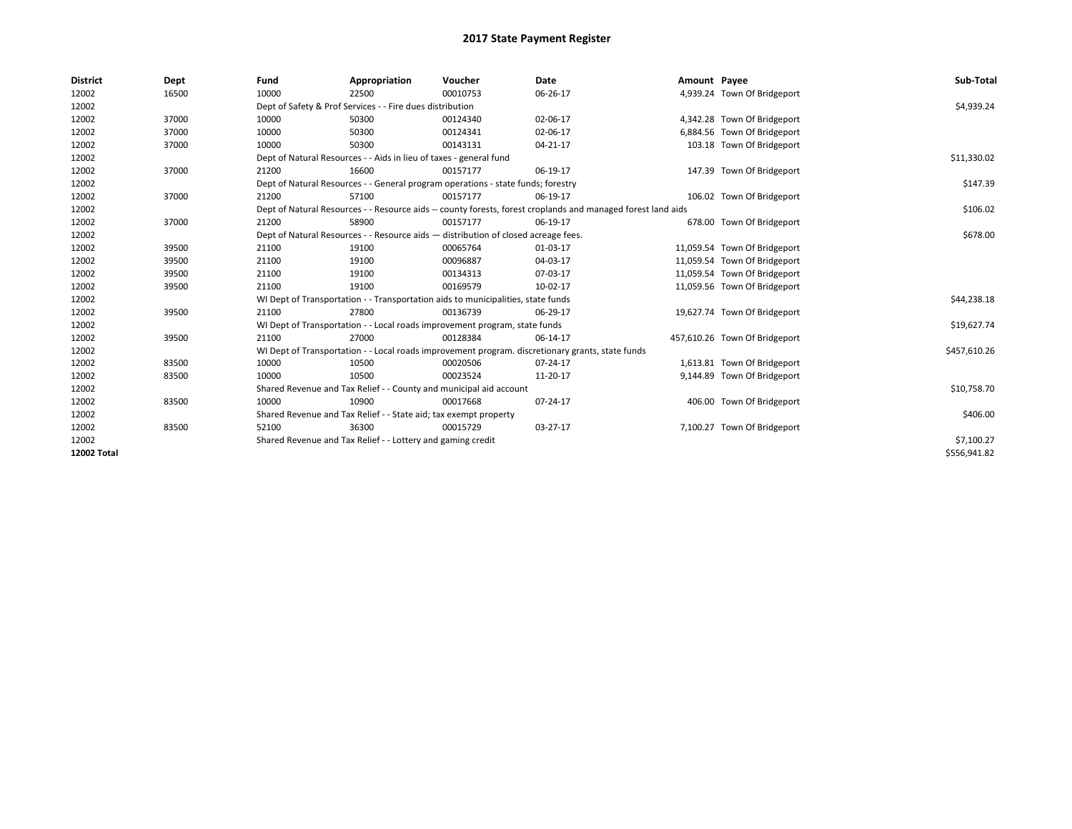# 2017 State Payment Register

| District | Dept | Fund | Appropriation | Voucher | Date | Amount | Payee | Sub-Total |
|---|---|---|---|---|---|---|---|---|
| 12002 | 16500 | 10000 | 22500 | 00010753 | 06-26-17 | 4,939.24 | Town Of Bridgeport | |
| 12002 | | Dept of Safety & Prof Services - - Fire dues distribution | | | | | | $4,939.24 |
| 12002 | 37000 | 10000 | 50300 | 00124340 | 02-06-17 | 4,342.28 | Town Of Bridgeport | |
| 12002 | 37000 | 10000 | 50300 | 00124341 | 02-06-17 | 6,884.56 | Town Of Bridgeport | |
| 12002 | 37000 | 10000 | 50300 | 00143131 | 04-21-17 | 103.18 | Town Of Bridgeport | |
| 12002 | | Dept of Natural Resources - - Aids in lieu of taxes - general fund | | | | | | $11,330.02 |
| 12002 | 37000 | 21200 | 16600 | 00157177 | 06-19-17 | 147.39 | Town Of Bridgeport | |
| 12002 | | Dept of Natural Resources - - General program operations - state funds; forestry | | | | | | $147.39 |
| 12002 | 37000 | 21200 | 57100 | 00157177 | 06-19-17 | 106.02 | Town Of Bridgeport | |
| 12002 | | Dept of Natural Resources - - Resource aids -- county forests, forest croplands and managed forest land aids | | | | | | $106.02 |
| 12002 | 37000 | 21200 | 58900 | 00157177 | 06-19-17 | 678.00 | Town Of Bridgeport | |
| 12002 | | Dept of Natural Resources - - Resource aids — distribution of closed acreage fees. | | | | | | $678.00 |
| 12002 | 39500 | 21100 | 19100 | 00065764 | 01-03-17 | 11,059.54 | Town Of Bridgeport | |
| 12002 | 39500 | 21100 | 19100 | 00096887 | 04-03-17 | 11,059.54 | Town Of Bridgeport | |
| 12002 | 39500 | 21100 | 19100 | 00134313 | 07-03-17 | 11,059.54 | Town Of Bridgeport | |
| 12002 | 39500 | 21100 | 19100 | 00169579 | 10-02-17 | 11,059.56 | Town Of Bridgeport | |
| 12002 | | WI Dept of Transportation - - Transportation aids to municipalities, state funds | | | | | | $44,238.18 |
| 12002 | 39500 | 21100 | 27800 | 00136739 | 06-29-17 | 19,627.74 | Town Of Bridgeport | |
| 12002 | | WI Dept of Transportation - - Local roads improvement program, state funds | | | | | | $19,627.74 |
| 12002 | 39500 | 21100 | 27000 | 00128384 | 06-14-17 | 457,610.26 | Town Of Bridgeport | |
| 12002 | | WI Dept of Transportation - - Local roads improvement program. discretionary grants, state funds | | | | | | $457,610.26 |
| 12002 | 83500 | 10000 | 10500 | 00020506 | 07-24-17 | 1,613.81 | Town Of Bridgeport | |
| 12002 | 83500 | 10000 | 10500 | 00023524 | 11-20-17 | 9,144.89 | Town Of Bridgeport | |
| 12002 | | Shared Revenue and Tax Relief - - County and municipal aid account | | | | | | $10,758.70 |
| 12002 | 83500 | 10000 | 10900 | 00017668 | 07-24-17 | 406.00 | Town Of Bridgeport | |
| 12002 | | Shared Revenue and Tax Relief - - State aid; tax exempt property | | | | | | $406.00 |
| 12002 | 83500 | 52100 | 36300 | 00015729 | 03-27-17 | 7,100.27 | Town Of Bridgeport | |
| 12002 | | Shared Revenue and Tax Relief - - Lottery and gaming credit | | | | | | $7,100.27 |
| **12002 Total** | | | | | | | | $556,941.82 |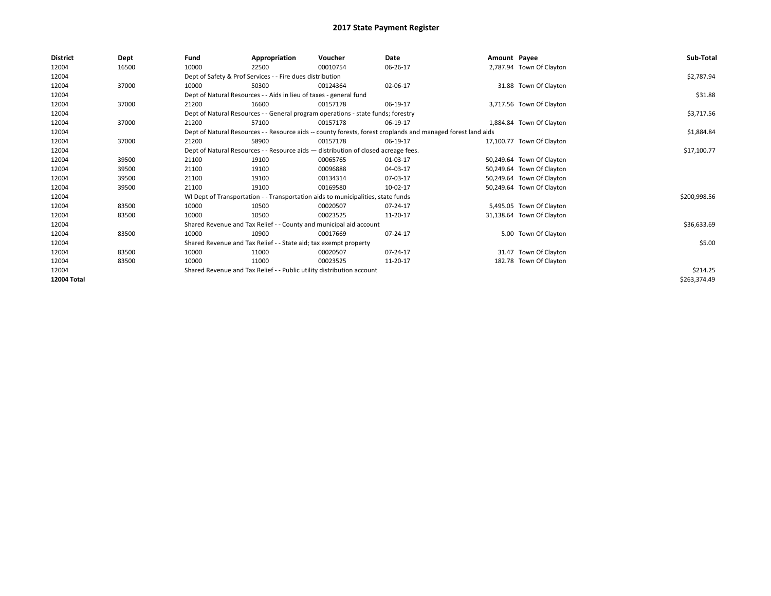# 2017 State Payment Register

| District | Dept | Fund | Appropriation | Voucher | Date | Amount | Payee | Sub-Total |
| --- | --- | --- | --- | --- | --- | --- | --- | --- |
| 12004 | 16500 | 10000 | 22500 | 00010754 | 06-26-17 | 2,787.94 | Town Of Clayton | |
| 12004 | | Dept of Safety & Prof Services - - Fire dues distribution | | | | | | $2,787.94 |
| 12004 | 37000 | 10000 | 50300 | 00124364 | 02-06-17 | 31.88 | Town Of Clayton | |
| 12004 | | Dept of Natural Resources - - Aids in lieu of taxes - general fund | | | | | | $31.88 |
| 12004 | 37000 | 21200 | 16600 | 00157178 | 06-19-17 | 3,717.56 | Town Of Clayton | |
| 12004 | | Dept of Natural Resources - - General program operations - state funds; forestry | | | | | | $3,717.56 |
| 12004 | 37000 | 21200 | 57100 | 00157178 | 06-19-17 | 1,884.84 | Town Of Clayton | |
| 12004 | | Dept of Natural Resources - - Resource aids -- county forests, forest croplands and managed forest land aids | | | | | | $1,884.84 |
| 12004 | 37000 | 21200 | 58900 | 00157178 | 06-19-17 | 17,100.77 | Town Of Clayton | |
| 12004 | | Dept of Natural Resources - - Resource aids — distribution of closed acreage fees. | | | | | | $17,100.77 |
| 12004 | 39500 | 21100 | 19100 | 00065765 | 01-03-17 | 50,249.64 | Town Of Clayton | |
| 12004 | 39500 | 21100 | 19100 | 00096888 | 04-03-17 | 50,249.64 | Town Of Clayton | |
| 12004 | 39500 | 21100 | 19100 | 00134314 | 07-03-17 | 50,249.64 | Town Of Clayton | |
| 12004 | 39500 | 21100 | 19100 | 00169580 | 10-02-17 | 50,249.64 | Town Of Clayton | |
| 12004 | | WI Dept of Transportation - - Transportation aids to municipalities, state funds | | | | | | $200,998.56 |
| 12004 | 83500 | 10000 | 10500 | 00020507 | 07-24-17 | 5,495.05 | Town Of Clayton | |
| 12004 | 83500 | 10000 | 10500 | 00023525 | 11-20-17 | 31,138.64 | Town Of Clayton | |
| 12004 | | Shared Revenue and Tax Relief - - County and municipal aid account | | | | | | $36,633.69 |
| 12004 | 83500 | 10000 | 10900 | 00017669 | 07-24-17 | 5.00 | Town Of Clayton | |
| 12004 | | Shared Revenue and Tax Relief - - State aid; tax exempt property | | | | | | $5.00 |
| 12004 | 83500 | 10000 | 11000 | 00020507 | 07-24-17 | 31.47 | Town Of Clayton | |
| 12004 | 83500 | 10000 | 11000 | 00023525 | 11-20-17 | 182.78 | Town Of Clayton | |
| 12004 | | Shared Revenue and Tax Relief - - Public utility distribution account | | | | | | $214.25 |
| **12004 Total** | | | | | | | | $263,374.49 |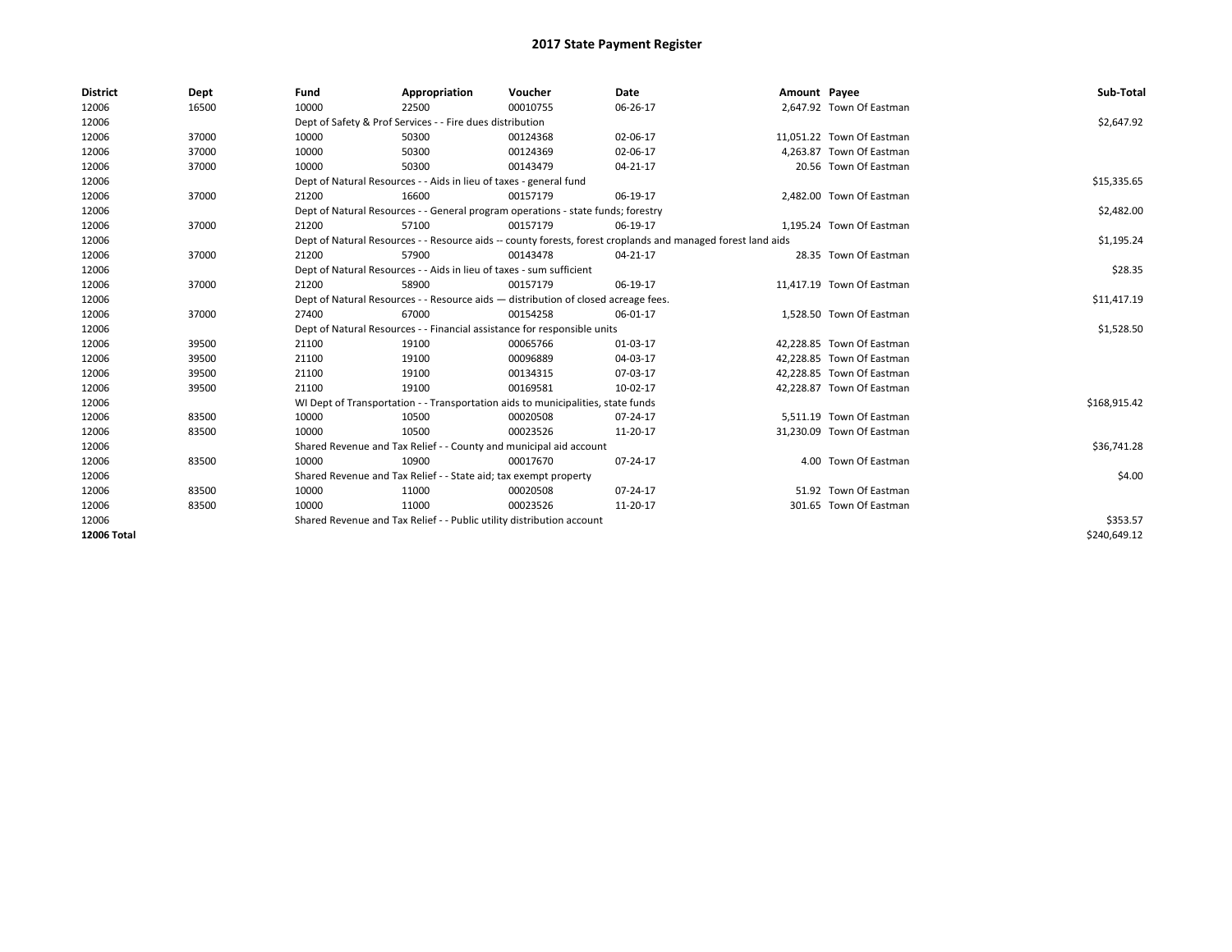# 2017 State Payment Register

| District | Dept | Fund | Appropriation | Voucher | Date | Amount | Payee | Sub-Total |
|---|---|---|---|---|---|---|---|---|
| 12006 | 16500 | 10000 | 22500 | 00010755 | 06-26-17 | 2,647.92 | Town Of Eastman | |
| 12006 | | Dept of Safety & Prof Services - - Fire dues distribution | | | | | | $2,647.92 |
| 12006 | 37000 | 10000 | 50300 | 00124368 | 02-06-17 | 11,051.22 | Town Of Eastman | |
| 12006 | 37000 | 10000 | 50300 | 00124369 | 02-06-17 | 4,263.87 | Town Of Eastman | |
| 12006 | 37000 | 10000 | 50300 | 00143479 | 04-21-17 | 20.56 | Town Of Eastman | |
| 12006 | | Dept of Natural Resources - - Aids in lieu of taxes - general fund | | | | | | $15,335.65 |
| 12006 | 37000 | 21200 | 16600 | 00157179 | 06-19-17 | 2,482.00 | Town Of Eastman | |
| 12006 | | Dept of Natural Resources - - General program operations - state funds; forestry | | | | | | $2,482.00 |
| 12006 | 37000 | 21200 | 57100 | 00157179 | 06-19-17 | 1,195.24 | Town Of Eastman | |
| 12006 | | Dept of Natural Resources - - Resource aids -- county forests, forest croplands and managed forest land aids | | | | | | $1,195.24 |
| 12006 | 37000 | 21200 | 57900 | 00143478 | 04-21-17 | 28.35 | Town Of Eastman | |
| 12006 | | Dept of Natural Resources - - Aids in lieu of taxes - sum sufficient | | | | | | $28.35 |
| 12006 | 37000 | 21200 | 58900 | 00157179 | 06-19-17 | 11,417.19 | Town Of Eastman | |
| 12006 | | Dept of Natural Resources - - Resource aids — distribution of closed acreage fees. | | | | | | $11,417.19 |
| 12006 | 37000 | 27400 | 67000 | 00154258 | 06-01-17 | 1,528.50 | Town Of Eastman | |
| 12006 | | Dept of Natural Resources - - Financial assistance for responsible units | | | | | | $1,528.50 |
| 12006 | 39500 | 21100 | 19100 | 00065766 | 01-03-17 | 42,228.85 | Town Of Eastman | |
| 12006 | 39500 | 21100 | 19100 | 00096889 | 04-03-17 | 42,228.85 | Town Of Eastman | |
| 12006 | 39500 | 21100 | 19100 | 00134315 | 07-03-17 | 42,228.85 | Town Of Eastman | |
| 12006 | 39500 | 21100 | 19100 | 00169581 | 10-02-17 | 42,228.87 | Town Of Eastman | |
| 12006 | | WI Dept of Transportation - - Transportation aids to municipalities, state funds | | | | | | $168,915.42 |
| 12006 | 83500 | 10000 | 10500 | 00020508 | 07-24-17 | 5,511.19 | Town Of Eastman | |
| 12006 | 83500 | 10000 | 10500 | 00023526 | 11-20-17 | 31,230.09 | Town Of Eastman | |
| 12006 | | Shared Revenue and Tax Relief - - County and municipal aid account | | | | | | $36,741.28 |
| 12006 | 83500 | 10000 | 10900 | 00017670 | 07-24-17 | 4.00 | Town Of Eastman | |
| 12006 | | Shared Revenue and Tax Relief - - State aid; tax exempt property | | | | | | $4.00 |
| 12006 | 83500 | 10000 | 11000 | 00020508 | 07-24-17 | 51.92 | Town Of Eastman | |
| 12006 | 83500 | 10000 | 11000 | 00023526 | 11-20-17 | 301.65 | Town Of Eastman | |
| 12006 | | Shared Revenue and Tax Relief - - Public utility distribution account | | | | | | $353.57 |
| **12006 Total** | | | | | | | | $240,649.12 |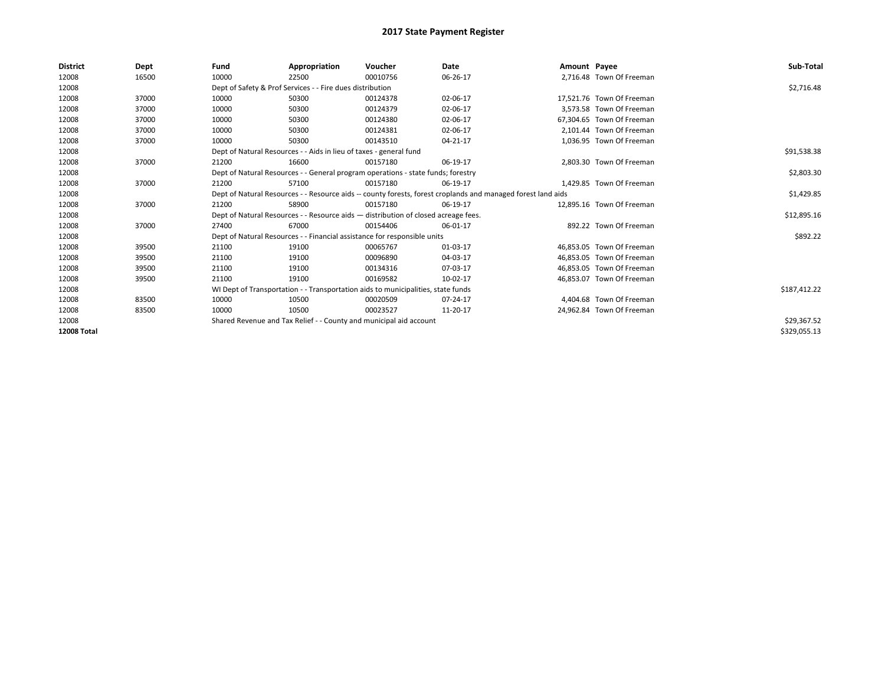## 2017 State Payment Register

| District | Dept | Fund | Appropriation | Voucher | Date | Amount | Payee | Sub-Total |
|---|---|---|---|---|---|---|---|---|
| 12008 | 16500 | 10000 | 22500 | 00010756 | 06-26-17 | 2,716.48 | Town Of Freeman | |
| 12008 | | Dept of Safety & Prof Services - - Fire dues distribution | | | | | | $2,716.48 |
| 12008 | 37000 | 10000 | 50300 | 00124378 | 02-06-17 | 17,521.76 | Town Of Freeman | |
| 12008 | 37000 | 10000 | 50300 | 00124379 | 02-06-17 | 3,573.58 | Town Of Freeman | |
| 12008 | 37000 | 10000 | 50300 | 00124380 | 02-06-17 | 67,304.65 | Town Of Freeman | |
| 12008 | 37000 | 10000 | 50300 | 00124381 | 02-06-17 | 2,101.44 | Town Of Freeman | |
| 12008 | 37000 | 10000 | 50300 | 00143510 | 04-21-17 | 1,036.95 | Town Of Freeman | |
| 12008 | | Dept of Natural Resources - - Aids in lieu of taxes - general fund | | | | | | $91,538.38 |
| 12008 | 37000 | 21200 | 16600 | 00157180 | 06-19-17 | 2,803.30 | Town Of Freeman | |
| 12008 | | Dept of Natural Resources - - General program operations - state funds; forestry | | | | | | $2,803.30 |
| 12008 | 37000 | 21200 | 57100 | 00157180 | 06-19-17 | 1,429.85 | Town Of Freeman | |
| 12008 | | Dept of Natural Resources - - Resource aids -- county forests, forest croplands and managed forest land aids | | | | | | $1,429.85 |
| 12008 | 37000 | 21200 | 58900 | 00157180 | 06-19-17 | 12,895.16 | Town Of Freeman | |
| 12008 | | Dept of Natural Resources - - Resource aids — distribution of closed acreage fees. | | | | | | $12,895.16 |
| 12008 | 37000 | 27400 | 67000 | 00154406 | 06-01-17 | 892.22 | Town Of Freeman | |
| 12008 | | Dept of Natural Resources - - Financial assistance for responsible units | | | | | | $892.22 |
| 12008 | 39500 | 21100 | 19100 | 00065767 | 01-03-17 | 46,853.05 | Town Of Freeman | |
| 12008 | 39500 | 21100 | 19100 | 00096890 | 04-03-17 | 46,853.05 | Town Of Freeman | |
| 12008 | 39500 | 21100 | 19100 | 00134316 | 07-03-17 | 46,853.05 | Town Of Freeman | |
| 12008 | 39500 | 21100 | 19100 | 00169582 | 10-02-17 | 46,853.07 | Town Of Freeman | |
| 12008 | | WI Dept of Transportation - - Transportation aids to municipalities, state funds | | | | | | $187,412.22 |
| 12008 | 83500 | 10000 | 10500 | 00020509 | 07-24-17 | 4,404.68 | Town Of Freeman | |
| 12008 | 83500 | 10000 | 10500 | 00023527 | 11-20-17 | 24,962.84 | Town Of Freeman | |
| 12008 | | Shared Revenue and Tax Relief - - County and municipal aid account | | | | | | $29,367.52 |
| **12008 Total** | | | | | | | | $329,055.13 |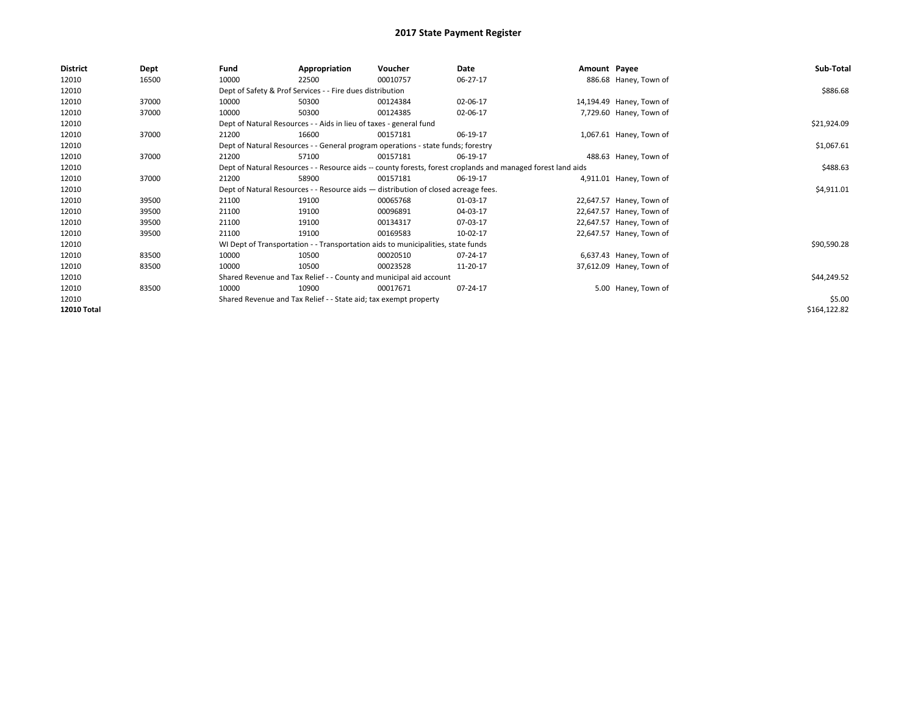# 2017 State Payment Register

| District | Dept | Fund | Appropriation | Voucher | Date | Amount | Payee | Sub-Total |
|---|---|---|---|---|---|---|---|---|
| 12010 | 16500 | 10000 | 22500 | 00010757 | 06-27-17 | 886.68 | Haney, Town of | |
| 12010 | | Dept of Safety & Prof Services - - Fire dues distribution | | | | | | $886.68 |
| 12010 | 37000 | 10000 | 50300 | 00124384 | 02-06-17 | 14,194.49 | Haney, Town of | |
| 12010 | 37000 | 10000 | 50300 | 00124385 | 02-06-17 | 7,729.60 | Haney, Town of | |
| 12010 | | Dept of Natural Resources - - Aids in lieu of taxes - general fund | | | | | | $21,924.09 |
| 12010 | 37000 | 21200 | 16600 | 00157181 | 06-19-17 | 1,067.61 | Haney, Town of | |
| 12010 | | Dept of Natural Resources - - General program operations - state funds; forestry | | | | | | $1,067.61 |
| 12010 | 37000 | 21200 | 57100 | 00157181 | 06-19-17 | 488.63 | Haney, Town of | |
| 12010 | | Dept of Natural Resources - - Resource aids -- county forests, forest croplands and managed forest land aids | | | | | | $488.63 |
| 12010 | 37000 | 21200 | 58900 | 00157181 | 06-19-17 | 4,911.01 | Haney, Town of | |
| 12010 | | Dept of Natural Resources - - Resource aids — distribution of closed acreage fees. | | | | | | $4,911.01 |
| 12010 | 39500 | 21100 | 19100 | 00065768 | 01-03-17 | 22,647.57 | Haney, Town of | |
| 12010 | 39500 | 21100 | 19100 | 00096891 | 04-03-17 | 22,647.57 | Haney, Town of | |
| 12010 | 39500 | 21100 | 19100 | 00134317 | 07-03-17 | 22,647.57 | Haney, Town of | |
| 12010 | 39500 | 21100 | 19100 | 00169583 | 10-02-17 | 22,647.57 | Haney, Town of | |
| 12010 | | WI Dept of Transportation - - Transportation aids to municipalities, state funds | | | | | | $90,590.28 |
| 12010 | 83500 | 10000 | 10500 | 00020510 | 07-24-17 | 6,637.43 | Haney, Town of | |
| 12010 | 83500 | 10000 | 10500 | 00023528 | 11-20-17 | 37,612.09 | Haney, Town of | |
| 12010 | | Shared Revenue and Tax Relief - - County and municipal aid account | | | | | | $44,249.52 |
| 12010 | 83500 | 10000 | 10900 | 00017671 | 07-24-17 | 5.00 | Haney, Town of | |
| 12010 | | Shared Revenue and Tax Relief - - State aid; tax exempt property | | | | | | $5.00 |
| **12010 Total** | | | | | | | | $164,122.82 |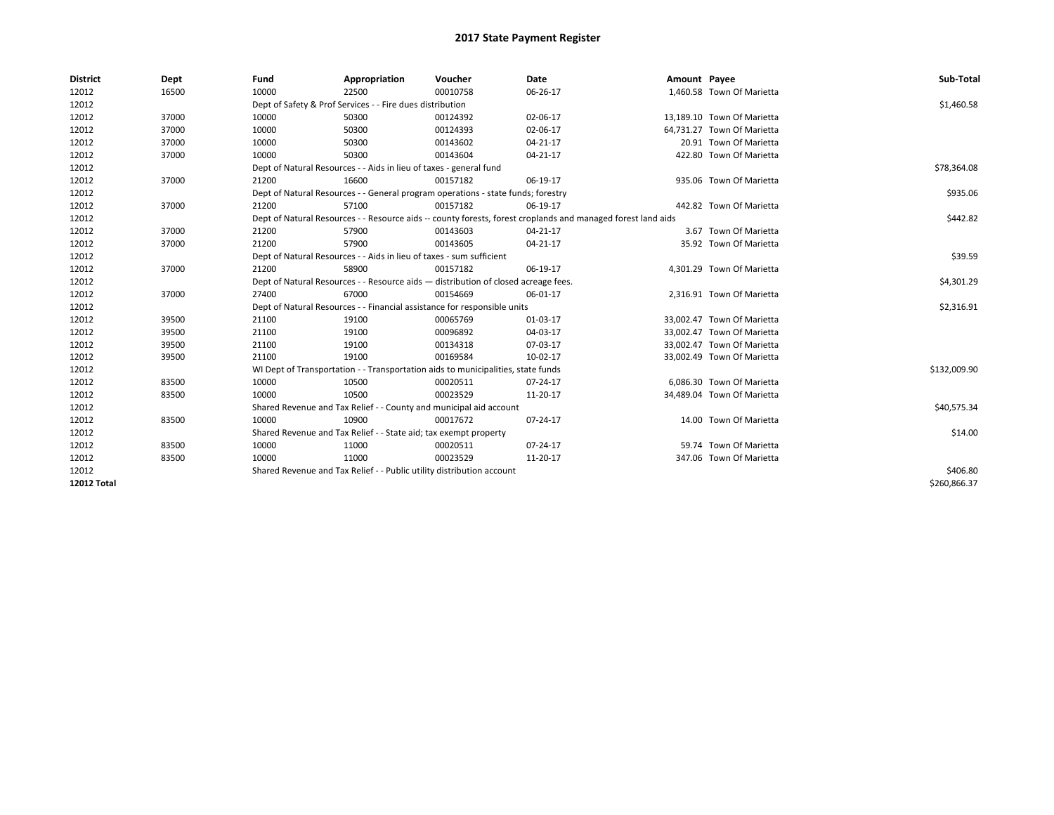# 2017 State Payment Register

| District | Dept | Fund | Appropriation | Voucher | Date | Amount | Payee | Sub-Total |
|---|---|---|---|---|---|---|---|---|
| 12012 | 16500 | 10000 | 22500 | 00010758 | 06-26-17 | 1,460.58 | Town Of Marietta | |
| 12012 | | Dept of Safety & Prof Services - - Fire dues distribution | | | | | | $1,460.58 |
| 12012 | 37000 | 10000 | 50300 | 00124392 | 02-06-17 | 13,189.10 | Town Of Marietta | |
| 12012 | 37000 | 10000 | 50300 | 00124393 | 02-06-17 | 64,731.27 | Town Of Marietta | |
| 12012 | 37000 | 10000 | 50300 | 00143602 | 04-21-17 | 20.91 | Town Of Marietta | |
| 12012 | 37000 | 10000 | 50300 | 00143604 | 04-21-17 | 422.80 | Town Of Marietta | |
| 12012 | | Dept of Natural Resources - - Aids in lieu of taxes - general fund | | | | | | $78,364.08 |
| 12012 | 37000 | 21200 | 16600 | 00157182 | 06-19-17 | 935.06 | Town Of Marietta | |
| 12012 | | Dept of Natural Resources - - General program operations - state funds; forestry | | | | | | $935.06 |
| 12012 | 37000 | 21200 | 57100 | 00157182 | 06-19-17 | 442.82 | Town Of Marietta | |
| 12012 | | Dept of Natural Resources - - Resource aids -- county forests, forest croplands and managed forest land aids | | | | | | $442.82 |
| 12012 | 37000 | 21200 | 57900 | 00143603 | 04-21-17 | 3.67 | Town Of Marietta | |
| 12012 | 37000 | 21200 | 57900 | 00143605 | 04-21-17 | 35.92 | Town Of Marietta | |
| 12012 | | Dept of Natural Resources - - Aids in lieu of taxes - sum sufficient | | | | | | $39.59 |
| 12012 | 37000 | 21200 | 58900 | 00157182 | 06-19-17 | 4,301.29 | Town Of Marietta | |
| 12012 | | Dept of Natural Resources - - Resource aids — distribution of closed acreage fees. | | | | | | $4,301.29 |
| 12012 | 37000 | 27400 | 67000 | 00154669 | 06-01-17 | 2,316.91 | Town Of Marietta | |
| 12012 | | Dept of Natural Resources - - Financial assistance for responsible units | | | | | | $2,316.91 |
| 12012 | 39500 | 21100 | 19100 | 00065769 | 01-03-17 | 33,002.47 | Town Of Marietta | |
| 12012 | 39500 | 21100 | 19100 | 00096892 | 04-03-17 | 33,002.47 | Town Of Marietta | |
| 12012 | 39500 | 21100 | 19100 | 00134318 | 07-03-17 | 33,002.47 | Town Of Marietta | |
| 12012 | 39500 | 21100 | 19100 | 00169584 | 10-02-17 | 33,002.49 | Town Of Marietta | |
| 12012 | | WI Dept of Transportation - - Transportation aids to municipalities, state funds | | | | | | $132,009.90 |
| 12012 | 83500 | 10000 | 10500 | 00020511 | 07-24-17 | 6,086.30 | Town Of Marietta | |
| 12012 | 83500 | 10000 | 10500 | 00023529 | 11-20-17 | 34,489.04 | Town Of Marietta | |
| 12012 | | Shared Revenue and Tax Relief - - County and municipal aid account | | | | | | $40,575.34 |
| 12012 | 83500 | 10000 | 10900 | 00017672 | 07-24-17 | 14.00 | Town Of Marietta | |
| 12012 | | Shared Revenue and Tax Relief - - State aid; tax exempt property | | | | | | $14.00 |
| 12012 | 83500 | 10000 | 11000 | 00020511 | 07-24-17 | 59.74 | Town Of Marietta | |
| 12012 | 83500 | 10000 | 11000 | 00023529 | 11-20-17 | 347.06 | Town Of Marietta | |
| 12012 | | Shared Revenue and Tax Relief - - Public utility distribution account | | | | | | $406.80 |
| **12012 Total** | | | | | | | | $260,866.37 |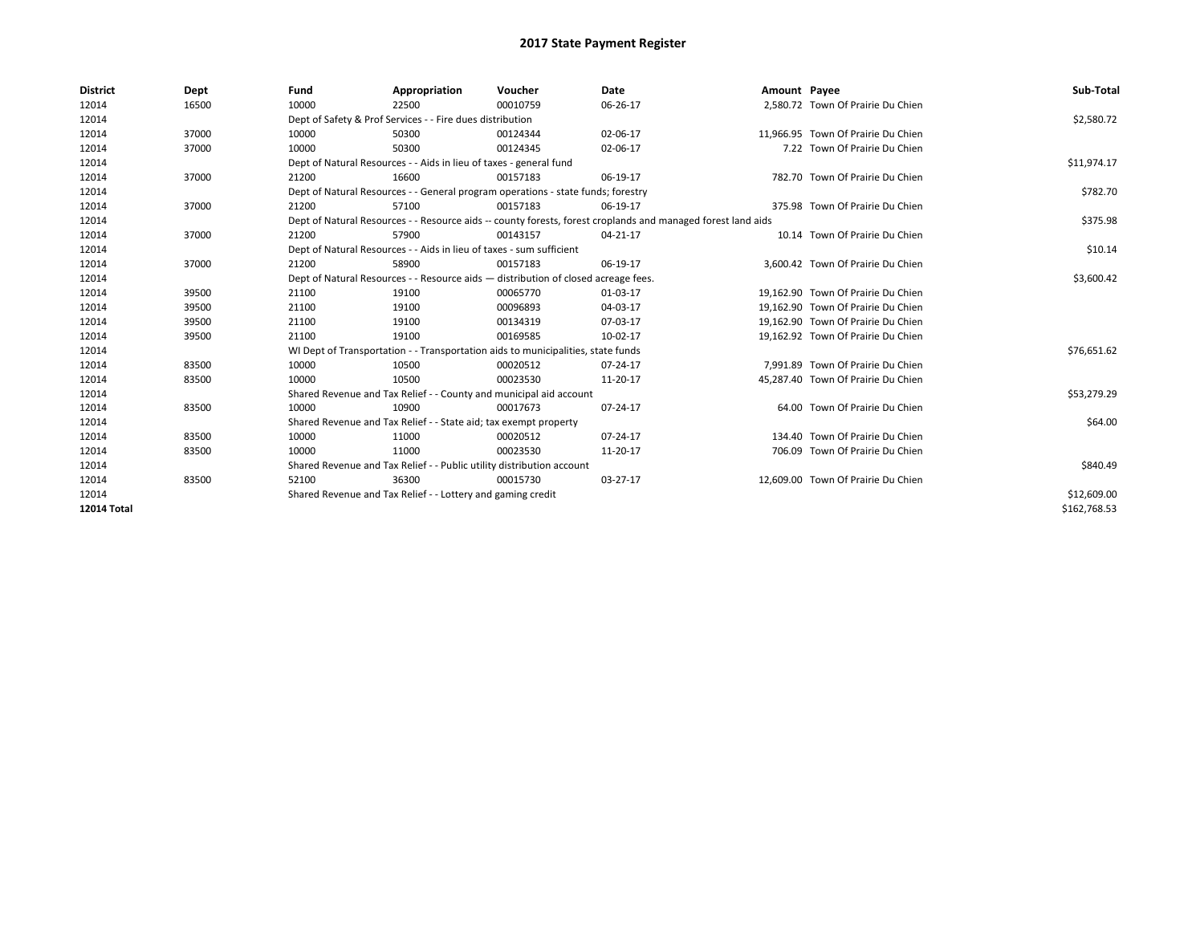# 2017 State Payment Register

| District | Dept | Fund | Appropriation | Voucher | Date | Amount | Payee | Sub-Total |
|---|---|---|---|---|---|---|---|---|
| 12014 | 16500 | 10000 | 22500 | 00010759 | 06-26-17 | 2,580.72 | Town Of Prairie Du Chien | |
| 12014 | | Dept of Safety & Prof Services - - Fire dues distribution | | | | | | $2,580.72 |
| 12014 | 37000 | 10000 | 50300 | 00124344 | 02-06-17 | 11,966.95 | Town Of Prairie Du Chien | |
| 12014 | 37000 | 10000 | 50300 | 00124345 | 02-06-17 | 7.22 | Town Of Prairie Du Chien | |
| 12014 | | Dept of Natural Resources - - Aids in lieu of taxes - general fund | | | | | | $11,974.17 |
| 12014 | 37000 | 21200 | 16600 | 00157183 | 06-19-17 | 782.70 | Town Of Prairie Du Chien | |
| 12014 | | Dept of Natural Resources - - General program operations - state funds; forestry | | | | | | $782.70 |
| 12014 | 37000 | 21200 | 57100 | 00157183 | 06-19-17 | 375.98 | Town Of Prairie Du Chien | |
| 12014 | | Dept of Natural Resources - - Resource aids -- county forests, forest croplands and managed forest land aids | | | | | | $375.98 |
| 12014 | 37000 | 21200 | 57900 | 00143157 | 04-21-17 | 10.14 | Town Of Prairie Du Chien | |
| 12014 | | Dept of Natural Resources - - Aids in lieu of taxes - sum sufficient | | | | | | $10.14 |
| 12014 | 37000 | 21200 | 58900 | 00157183 | 06-19-17 | 3,600.42 | Town Of Prairie Du Chien | |
| 12014 | | Dept of Natural Resources - - Resource aids — distribution of closed acreage fees. | | | | | | $3,600.42 |
| 12014 | 39500 | 21100 | 19100 | 00065770 | 01-03-17 | 19,162.90 | Town Of Prairie Du Chien | |
| 12014 | 39500 | 21100 | 19100 | 00096893 | 04-03-17 | 19,162.90 | Town Of Prairie Du Chien | |
| 12014 | 39500 | 21100 | 19100 | 00134319 | 07-03-17 | 19,162.90 | Town Of Prairie Du Chien | |
| 12014 | 39500 | 21100 | 19100 | 00169585 | 10-02-17 | 19,162.92 | Town Of Prairie Du Chien | |
| 12014 | | WI Dept of Transportation - - Transportation aids to municipalities, state funds | | | | | | $76,651.62 |
| 12014 | 83500 | 10000 | 10500 | 00020512 | 07-24-17 | 7,991.89 | Town Of Prairie Du Chien | |
| 12014 | 83500 | 10000 | 10500 | 00023530 | 11-20-17 | 45,287.40 | Town Of Prairie Du Chien | |
| 12014 | | Shared Revenue and Tax Relief - - County and municipal aid account | | | | | | $53,279.29 |
| 12014 | 83500 | 10000 | 10900 | 00017673 | 07-24-17 | 64.00 | Town Of Prairie Du Chien | |
| 12014 | | Shared Revenue and Tax Relief - - State aid; tax exempt property | | | | | | $64.00 |
| 12014 | 83500 | 10000 | 11000 | 00020512 | 07-24-17 | 134.40 | Town Of Prairie Du Chien | |
| 12014 | 83500 | 10000 | 11000 | 00023530 | 11-20-17 | 706.09 | Town Of Prairie Du Chien | |
| 12014 | | Shared Revenue and Tax Relief - - Public utility distribution account | | | | | | $840.49 |
| 12014 | 83500 | 52100 | 36300 | 00015730 | 03-27-17 | 12,609.00 | Town Of Prairie Du Chien | |
| 12014 | | Shared Revenue and Tax Relief - - Lottery and gaming credit | | | | | | $12,609.00 |
| **12014 Total** | | | | | | | | $162,768.53 |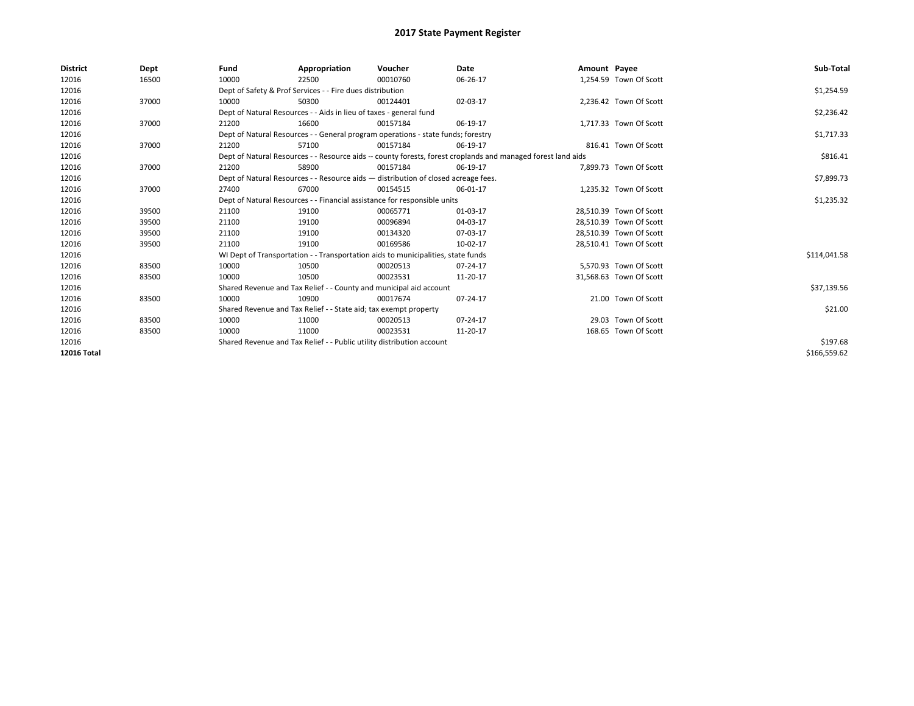# 2017 State Payment Register

| District | Dept | Fund | Appropriation | Voucher | Date | Amount | Payee | Sub-Total |
|---|---|---|---|---|---|---|---|---|
| 12016 | 16500 | 10000 | 22500 | 00010760 | 06-26-17 | 1,254.59 | Town Of Scott | |
| 12016 | | Dept of Safety & Prof Services - - Fire dues distribution | | | | | | $1,254.59 |
| 12016 | 37000 | 10000 | 50300 | 00124401 | 02-03-17 | 2,236.42 | Town Of Scott | |
| 12016 | | Dept of Natural Resources - - Aids in lieu of taxes - general fund | | | | | | $2,236.42 |
| 12016 | 37000 | 21200 | 16600 | 00157184 | 06-19-17 | 1,717.33 | Town Of Scott | |
| 12016 | | Dept of Natural Resources - - General program operations - state funds; forestry | | | | | | $1,717.33 |
| 12016 | 37000 | 21200 | 57100 | 00157184 | 06-19-17 | 816.41 | Town Of Scott | |
| 12016 | | Dept of Natural Resources - - Resource aids -- county forests, forest croplands and managed forest land aids | | | | | | $816.41 |
| 12016 | 37000 | 21200 | 58900 | 00157184 | 06-19-17 | 7,899.73 | Town Of Scott | |
| 12016 | | Dept of Natural Resources - - Resource aids — distribution of closed acreage fees. | | | | | | $7,899.73 |
| 12016 | 37000 | 27400 | 67000 | 00154515 | 06-01-17 | 1,235.32 | Town Of Scott | |
| 12016 | | Dept of Natural Resources - - Financial assistance for responsible units | | | | | | $1,235.32 |
| 12016 | 39500 | 21100 | 19100 | 00065771 | 01-03-17 | 28,510.39 | Town Of Scott | |
| 12016 | 39500 | 21100 | 19100 | 00096894 | 04-03-17 | 28,510.39 | Town Of Scott | |
| 12016 | 39500 | 21100 | 19100 | 00134320 | 07-03-17 | 28,510.39 | Town Of Scott | |
| 12016 | 39500 | 21100 | 19100 | 00169586 | 10-02-17 | 28,510.41 | Town Of Scott | |
| 12016 | | WI Dept of Transportation - - Transportation aids to municipalities, state funds | | | | | | $114,041.58 |
| 12016 | 83500 | 10000 | 10500 | 00020513 | 07-24-17 | 5,570.93 | Town Of Scott | |
| 12016 | 83500 | 10000 | 10500 | 00023531 | 11-20-17 | 31,568.63 | Town Of Scott | |
| 12016 | | Shared Revenue and Tax Relief - - County and municipal aid account | | | | | | $37,139.56 |
| 12016 | 83500 | 10000 | 10900 | 00017674 | 07-24-17 | 21.00 | Town Of Scott | |
| 12016 | | Shared Revenue and Tax Relief - - State aid; tax exempt property | | | | | | $21.00 |
| 12016 | 83500 | 10000 | 11000 | 00020513 | 07-24-17 | 29.03 | Town Of Scott | |
| 12016 | 83500 | 10000 | 11000 | 00023531 | 11-20-17 | 168.65 | Town Of Scott | |
| 12016 | | Shared Revenue and Tax Relief - - Public utility distribution account | | | | | | $197.68 |
| **12016 Total** | | | | | | | | $166,559.62 |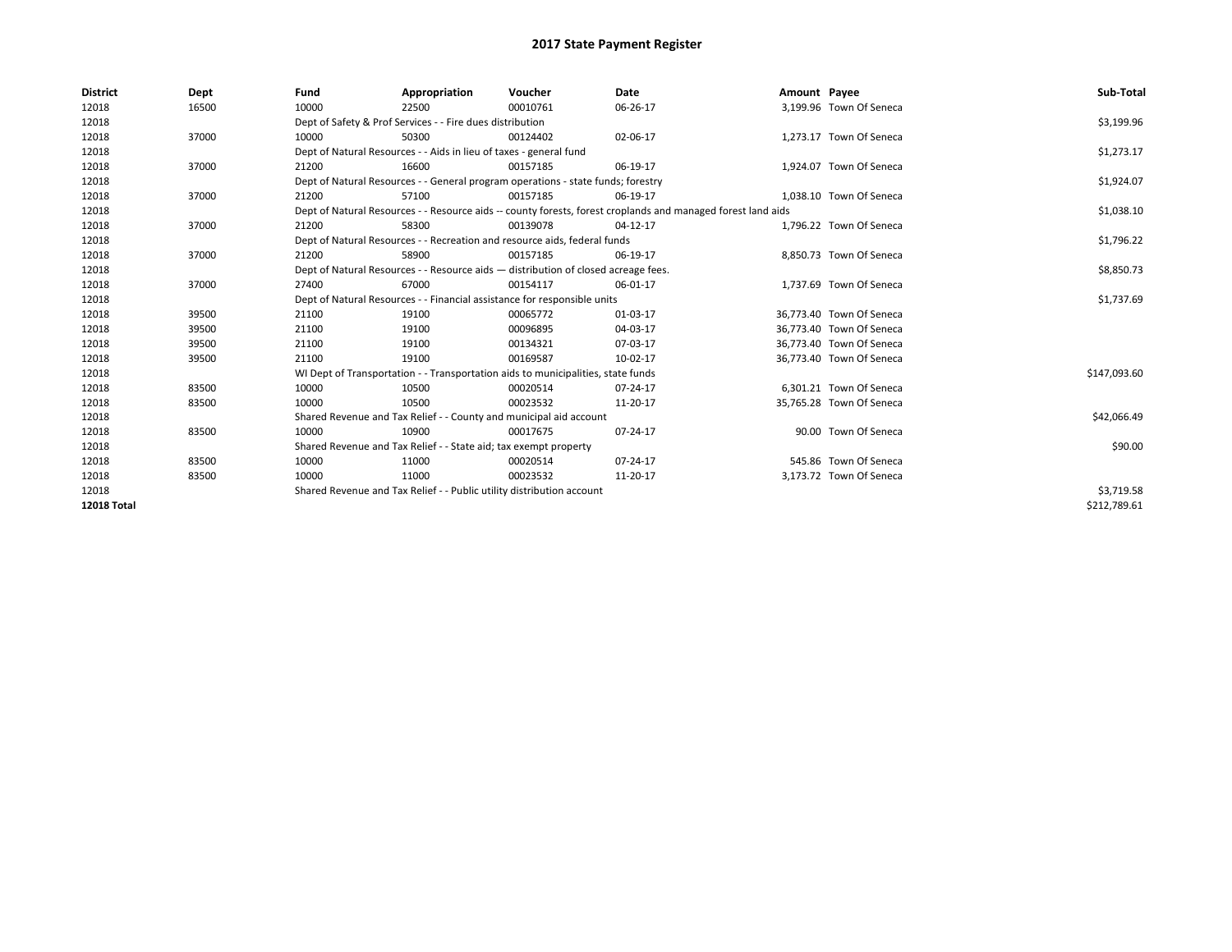# 2017 State Payment Register

| District | Dept | Fund | Appropriation | Voucher | Date | Amount | Payee | Sub-Total |
|---|---|---|---|---|---|---|---|---|
| 12018 | 16500 | 10000 | 22500 | 00010761 | 06-26-17 | 3,199.96 | Town Of Seneca | |
| 12018 | | Dept of Safety & Prof Services - - Fire dues distribution | | | | | | $3,199.96 |
| 12018 | 37000 | 10000 | 50300 | 00124402 | 02-06-17 | 1,273.17 | Town Of Seneca | |
| 12018 | | Dept of Natural Resources - - Aids in lieu of taxes - general fund | | | | | | $1,273.17 |
| 12018 | 37000 | 21200 | 16600 | 00157185 | 06-19-17 | 1,924.07 | Town Of Seneca | |
| 12018 | | Dept of Natural Resources - - General program operations - state funds; forestry | | | | | | $1,924.07 |
| 12018 | 37000 | 21200 | 57100 | 00157185 | 06-19-17 | 1,038.10 | Town Of Seneca | |
| 12018 | | Dept of Natural Resources - - Resource aids -- county forests, forest croplands and managed forest land aids | | | | | | $1,038.10 |
| 12018 | 37000 | 21200 | 58300 | 00139078 | 04-12-17 | 1,796.22 | Town Of Seneca | |
| 12018 | | Dept of Natural Resources - - Recreation and resource aids, federal funds | | | | | | $1,796.22 |
| 12018 | 37000 | 21200 | 58900 | 00157185 | 06-19-17 | 8,850.73 | Town Of Seneca | |
| 12018 | | Dept of Natural Resources - - Resource aids — distribution of closed acreage fees. | | | | | | $8,850.73 |
| 12018 | 37000 | 27400 | 67000 | 00154117 | 06-01-17 | 1,737.69 | Town Of Seneca | |
| 12018 | | Dept of Natural Resources - - Financial assistance for responsible units | | | | | | $1,737.69 |
| 12018 | 39500 | 21100 | 19100 | 00065772 | 01-03-17 | 36,773.40 | Town Of Seneca | |
| 12018 | 39500 | 21100 | 19100 | 00096895 | 04-03-17 | 36,773.40 | Town Of Seneca | |
| 12018 | 39500 | 21100 | 19100 | 00134321 | 07-03-17 | 36,773.40 | Town Of Seneca | |
| 12018 | 39500 | 21100 | 19100 | 00169587 | 10-02-17 | 36,773.40 | Town Of Seneca | |
| 12018 | | WI Dept of Transportation - - Transportation aids to municipalities, state funds | | | | | | $147,093.60 |
| 12018 | 83500 | 10000 | 10500 | 00020514 | 07-24-17 | 6,301.21 | Town Of Seneca | |
| 12018 | 83500 | 10000 | 10500 | 00023532 | 11-20-17 | 35,765.28 | Town Of Seneca | |
| 12018 | | Shared Revenue and Tax Relief - - County and municipal aid account | | | | | | $42,066.49 |
| 12018 | 83500 | 10000 | 10900 | 00017675 | 07-24-17 | 90.00 | Town Of Seneca | |
| 12018 | | Shared Revenue and Tax Relief - - State aid; tax exempt property | | | | | | $90.00 |
| 12018 | 83500 | 10000 | 11000 | 00020514 | 07-24-17 | 545.86 | Town Of Seneca | |
| 12018 | 83500 | 10000 | 11000 | 00023532 | 11-20-17 | 3,173.72 | Town Of Seneca | |
| 12018 | | Shared Revenue and Tax Relief - - Public utility distribution account | | | | | | $3,719.58 |
| **12018 Total** | | | | | | | | $212,789.61 |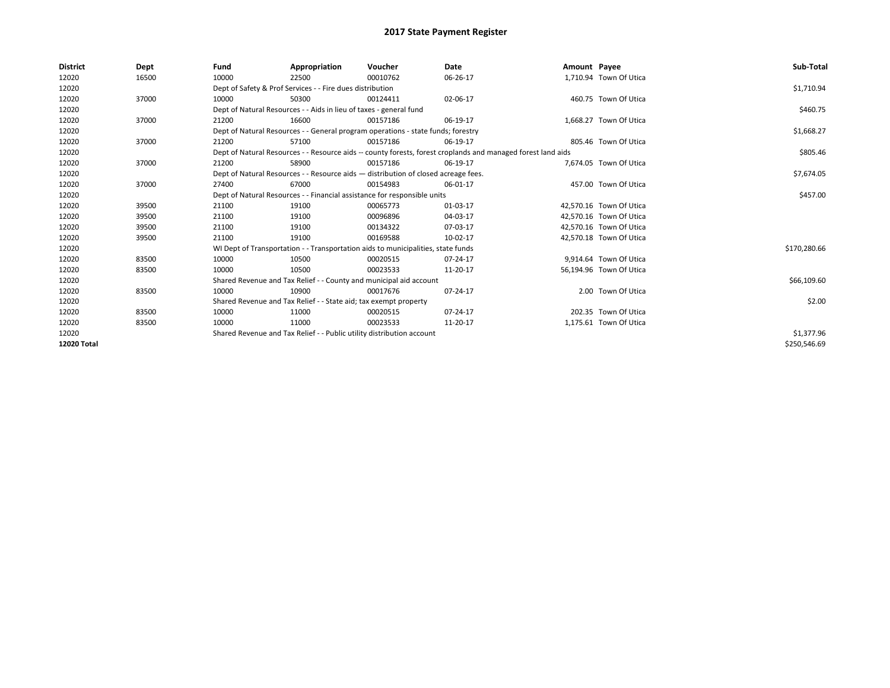# 2017 State Payment Register

| District | Dept | Fund | Appropriation | Voucher | Date | Amount | Payee | Sub-Total |
|---|---|---|---|---|---|---|---|---|
| 12020 | 16500 | 10000 | 22500 | 00010762 | 06-26-17 | 1,710.94 | Town Of Utica | |
| 12020 | | Dept of Safety & Prof Services - - Fire dues distribution | | | | | | $1,710.94 |
| 12020 | 37000 | 10000 | 50300 | 00124411 | 02-06-17 | 460.75 | Town Of Utica | |
| 12020 | | Dept of Natural Resources - - Aids in lieu of taxes - general fund | | | | | | $460.75 |
| 12020 | 37000 | 21200 | 16600 | 00157186 | 06-19-17 | 1,668.27 | Town Of Utica | |
| 12020 | | Dept of Natural Resources - - General program operations - state funds; forestry | | | | | | $1,668.27 |
| 12020 | 37000 | 21200 | 57100 | 00157186 | 06-19-17 | 805.46 | Town Of Utica | |
| 12020 | | Dept of Natural Resources - - Resource aids -- county forests, forest croplands and managed forest land aids | | | | | | $805.46 |
| 12020 | 37000 | 21200 | 58900 | 00157186 | 06-19-17 | 7,674.05 | Town Of Utica | |
| 12020 | | Dept of Natural Resources - - Resource aids — distribution of closed acreage fees. | | | | | | $7,674.05 |
| 12020 | 37000 | 27400 | 67000 | 00154983 | 06-01-17 | 457.00 | Town Of Utica | |
| 12020 | | Dept of Natural Resources - - Financial assistance for responsible units | | | | | | $457.00 |
| 12020 | 39500 | 21100 | 19100 | 00065773 | 01-03-17 | 42,570.16 | Town Of Utica | |
| 12020 | 39500 | 21100 | 19100 | 00096896 | 04-03-17 | 42,570.16 | Town Of Utica | |
| 12020 | 39500 | 21100 | 19100 | 00134322 | 07-03-17 | 42,570.16 | Town Of Utica | |
| 12020 | 39500 | 21100 | 19100 | 00169588 | 10-02-17 | 42,570.18 | Town Of Utica | |
| 12020 | | WI Dept of Transportation - - Transportation aids to municipalities, state funds | | | | | | $170,280.66 |
| 12020 | 83500 | 10000 | 10500 | 00020515 | 07-24-17 | 9,914.64 | Town Of Utica | |
| 12020 | 83500 | 10000 | 10500 | 00023533 | 11-20-17 | 56,194.96 | Town Of Utica | |
| 12020 | | Shared Revenue and Tax Relief - - County and municipal aid account | | | | | | $66,109.60 |
| 12020 | 83500 | 10000 | 10900 | 00017676 | 07-24-17 | 2.00 | Town Of Utica | |
| 12020 | | Shared Revenue and Tax Relief - - State aid; tax exempt property | | | | | | $2.00 |
| 12020 | 83500 | 10000 | 11000 | 00020515 | 07-24-17 | 202.35 | Town Of Utica | |
| 12020 | 83500 | 10000 | 11000 | 00023533 | 11-20-17 | 1,175.61 | Town Of Utica | |
| 12020 | | Shared Revenue and Tax Relief - - Public utility distribution account | | | | | | $1,377.96 |
| **12020 Total** | | | | | | | | $250,546.69 |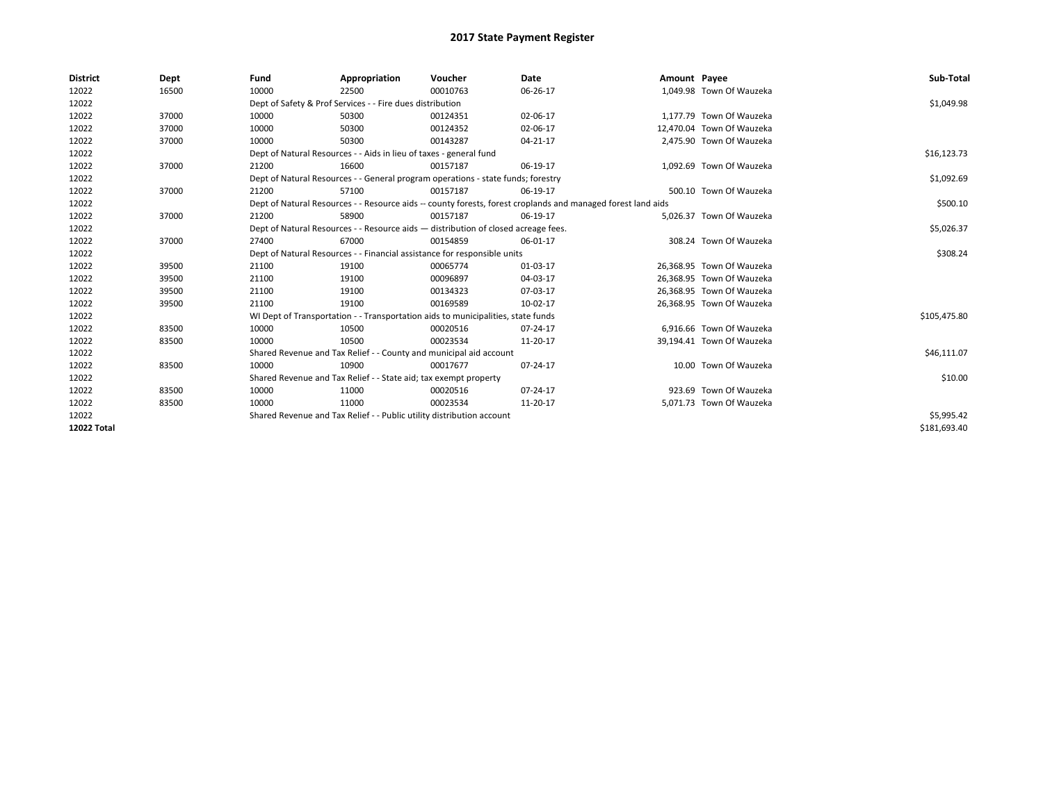# 2017 State Payment Register

| District | Dept | Fund | Appropriation | Voucher | Date | Amount | Payee | Sub-Total |
|---|---|---|---|---|---|---|---|---|
| 12022 | 16500 | 10000 | 22500 | 00010763 | 06-26-17 | 1,049.98 | Town Of Wauzeka | |
| 12022 | | Dept of Safety & Prof Services - - Fire dues distribution | | | | | | $1,049.98 |
| 12022 | 37000 | 10000 | 50300 | 00124351 | 02-06-17 | 1,177.79 | Town Of Wauzeka | |
| 12022 | 37000 | 10000 | 50300 | 00124352 | 02-06-17 | 12,470.04 | Town Of Wauzeka | |
| 12022 | 37000 | 10000 | 50300 | 00143287 | 04-21-17 | 2,475.90 | Town Of Wauzeka | |
| 12022 | | Dept of Natural Resources - - Aids in lieu of taxes - general fund | | | | | | $16,123.73 |
| 12022 | 37000 | 21200 | 16600 | 00157187 | 06-19-17 | 1,092.69 | Town Of Wauzeka | |
| 12022 | | Dept of Natural Resources - - General program operations - state funds; forestry | | | | | | $1,092.69 |
| 12022 | 37000 | 21200 | 57100 | 00157187 | 06-19-17 | 500.10 | Town Of Wauzeka | |
| 12022 | | Dept of Natural Resources - - Resource aids -- county forests, forest croplands and managed forest land aids | | | | | | $500.10 |
| 12022 | 37000 | 21200 | 58900 | 00157187 | 06-19-17 | 5,026.37 | Town Of Wauzeka | |
| 12022 | | Dept of Natural Resources - - Resource aids — distribution of closed acreage fees. | | | | | | $5,026.37 |
| 12022 | 37000 | 27400 | 67000 | 00154859 | 06-01-17 | 308.24 | Town Of Wauzeka | |
| 12022 | | Dept of Natural Resources - - Financial assistance for responsible units | | | | | | $308.24 |
| 12022 | 39500 | 21100 | 19100 | 00065774 | 01-03-17 | 26,368.95 | Town Of Wauzeka | |
| 12022 | 39500 | 21100 | 19100 | 00096897 | 04-03-17 | 26,368.95 | Town Of Wauzeka | |
| 12022 | 39500 | 21100 | 19100 | 00134323 | 07-03-17 | 26,368.95 | Town Of Wauzeka | |
| 12022 | 39500 | 21100 | 19100 | 00169589 | 10-02-17 | 26,368.95 | Town Of Wauzeka | |
| 12022 | | WI Dept of Transportation - - Transportation aids to municipalities, state funds | | | | | | $105,475.80 |
| 12022 | 83500 | 10000 | 10500 | 00020516 | 07-24-17 | 6,916.66 | Town Of Wauzeka | |
| 12022 | 83500 | 10000 | 10500 | 00023534 | 11-20-17 | 39,194.41 | Town Of Wauzeka | |
| 12022 | | Shared Revenue and Tax Relief - - County and municipal aid account | | | | | | $46,111.07 |
| 12022 | 83500 | 10000 | 10900 | 00017677 | 07-24-17 | 10.00 | Town Of Wauzeka | |
| 12022 | | Shared Revenue and Tax Relief - - State aid; tax exempt property | | | | | | $10.00 |
| 12022 | 83500 | 10000 | 11000 | 00020516 | 07-24-17 | 923.69 | Town Of Wauzeka | |
| 12022 | 83500 | 10000 | 11000 | 00023534 | 11-20-17 | 5,071.73 | Town Of Wauzeka | |
| 12022 | | Shared Revenue and Tax Relief - - Public utility distribution account | | | | | | $5,995.42 |
| **12022 Total** | | | | | | | | $181,693.40 |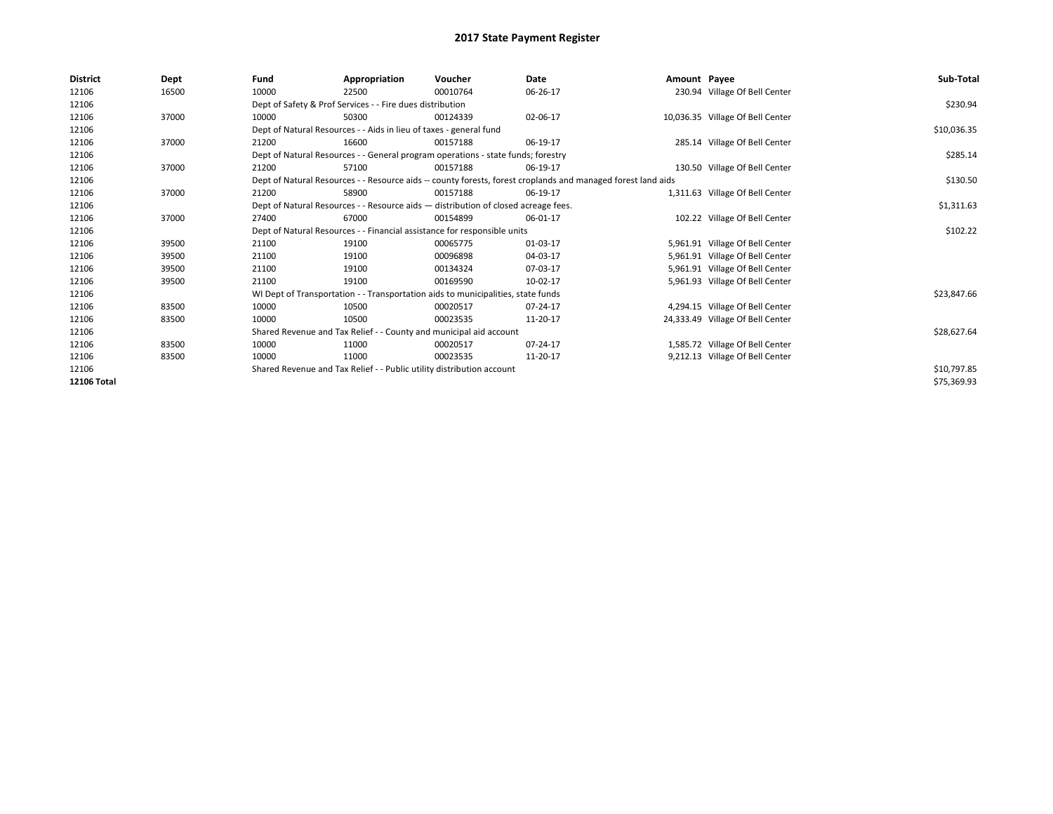# 2017 State Payment Register

| District | Dept | Fund | Appropriation | Voucher | Date | Amount | Payee | Sub-Total |
|---|---|---|---|---|---|---|---|---|
| 12106 | 16500 | 10000 | 22500 | 00010764 | 06-26-17 | 230.94 | Village Of Bell Center | |
| 12106 | | Dept of Safety & Prof Services - - Fire dues distribution | | | | | | $230.94 |
| 12106 | 37000 | 10000 | 50300 | 00124339 | 02-06-17 | 10,036.35 | Village Of Bell Center | |
| 12106 | | Dept of Natural Resources - - Aids in lieu of taxes - general fund | | | | | | $10,036.35 |
| 12106 | 37000 | 21200 | 16600 | 00157188 | 06-19-17 | 285.14 | Village Of Bell Center | |
| 12106 | | Dept of Natural Resources - - General program operations - state funds; forestry | | | | | | $285.14 |
| 12106 | 37000 | 21200 | 57100 | 00157188 | 06-19-17 | 130.50 | Village Of Bell Center | |
| 12106 | | Dept of Natural Resources - - Resource aids -- county forests, forest croplands and managed forest land aids | | | | | | $130.50 |
| 12106 | 37000 | 21200 | 58900 | 00157188 | 06-19-17 | 1,311.63 | Village Of Bell Center | |
| 12106 | | Dept of Natural Resources - - Resource aids — distribution of closed acreage fees. | | | | | | $1,311.63 |
| 12106 | 37000 | 27400 | 67000 | 00154899 | 06-01-17 | 102.22 | Village Of Bell Center | |
| 12106 | | Dept of Natural Resources - - Financial assistance for responsible units | | | | | | $102.22 |
| 12106 | 39500 | 21100 | 19100 | 00065775 | 01-03-17 | 5,961.91 | Village Of Bell Center | |
| 12106 | 39500 | 21100 | 19100 | 00096898 | 04-03-17 | 5,961.91 | Village Of Bell Center | |
| 12106 | 39500 | 21100 | 19100 | 00134324 | 07-03-17 | 5,961.91 | Village Of Bell Center | |
| 12106 | 39500 | 21100 | 19100 | 00169590 | 10-02-17 | 5,961.93 | Village Of Bell Center | |
| 12106 | | WI Dept of Transportation - - Transportation aids to municipalities, state funds | | | | | | $23,847.66 |
| 12106 | 83500 | 10000 | 10500 | 00020517 | 07-24-17 | 4,294.15 | Village Of Bell Center | |
| 12106 | 83500 | 10000 | 10500 | 00023535 | 11-20-17 | 24,333.49 | Village Of Bell Center | |
| 12106 | | Shared Revenue and Tax Relief - - County and municipal aid account | | | | | | $28,627.64 |
| 12106 | 83500 | 10000 | 11000 | 00020517 | 07-24-17 | 1,585.72 | Village Of Bell Center | |
| 12106 | 83500 | 10000 | 11000 | 00023535 | 11-20-17 | 9,212.13 | Village Of Bell Center | |
| 12106 | | Shared Revenue and Tax Relief - - Public utility distribution account | | | | | | $10,797.85 |
| **12106 Total** | | | | | | | | $75,369.93 |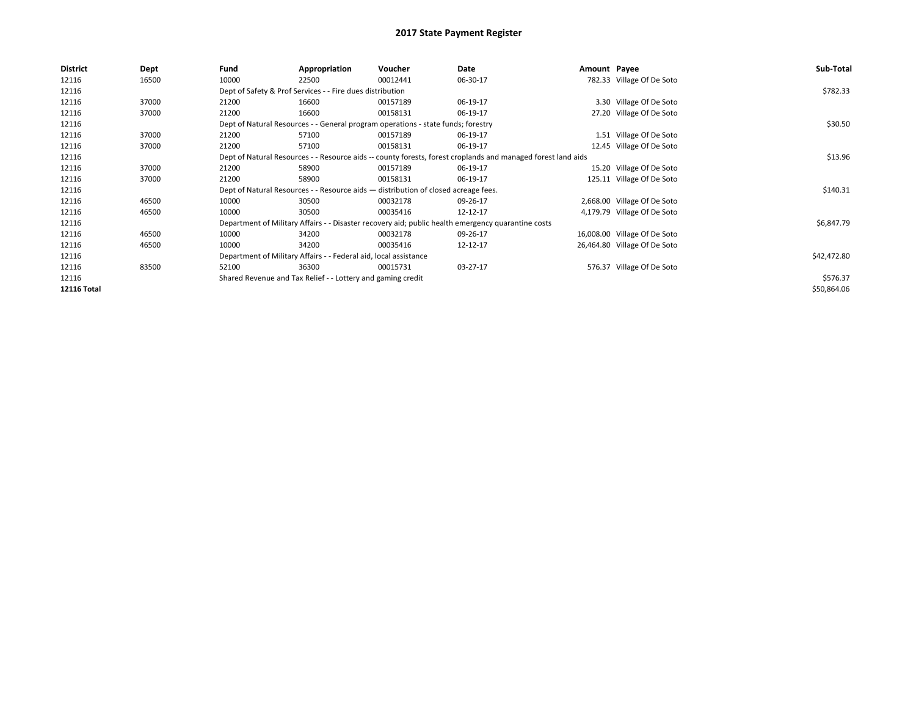# 2017 State Payment Register

| District | Dept | Fund | Appropriation | Voucher | Date | Amount | Payee | Sub-Total |
|---|---|---|---|---|---|---|---|---|
| 12116 | 16500 | 10000 | 22500 | 00012441 | 06-30-17 | 782.33 | Village Of De Soto | |
| 12116 | | Dept of Safety & Prof Services - - Fire dues distribution | | | | | | $782.33 |
| 12116 | 37000 | 21200 | 16600 | 00157189 | 06-19-17 | 3.30 | Village Of De Soto | |
| 12116 | 37000 | 21200 | 16600 | 00158131 | 06-19-17 | 27.20 | Village Of De Soto | |
| 12116 | | Dept of Natural Resources - - General program operations - state funds; forestry | | | | | | $30.50 |
| 12116 | 37000 | 21200 | 57100 | 00157189 | 06-19-17 | 1.51 | Village Of De Soto | |
| 12116 | 37000 | 21200 | 57100 | 00158131 | 06-19-17 | 12.45 | Village Of De Soto | |
| 12116 | | Dept of Natural Resources - - Resource aids -- county forests, forest croplands and managed forest land aids | | | | | | $13.96 |
| 12116 | 37000 | 21200 | 58900 | 00157189 | 06-19-17 | 15.20 | Village Of De Soto | |
| 12116 | 37000 | 21200 | 58900 | 00158131 | 06-19-17 | 125.11 | Village Of De Soto | |
| 12116 | | Dept of Natural Resources - - Resource aids — distribution of closed acreage fees. | | | | | | $140.31 |
| 12116 | 46500 | 10000 | 30500 | 00032178 | 09-26-17 | 2,668.00 | Village Of De Soto | |
| 12116 | 46500 | 10000 | 30500 | 00035416 | 12-12-17 | 4,179.79 | Village Of De Soto | |
| 12116 | | Department of Military Affairs - - Disaster recovery aid; public health emergency quarantine costs | | | | | | $6,847.79 |
| 12116 | 46500 | 10000 | 34200 | 00032178 | 09-26-17 | 16,008.00 | Village Of De Soto | |
| 12116 | 46500 | 10000 | 34200 | 00035416 | 12-12-17 | 26,464.80 | Village Of De Soto | |
| 12116 | | Department of Military Affairs - - Federal aid, local assistance | | | | | | $42,472.80 |
| 12116 | 83500 | 52100 | 36300 | 00015731 | 03-27-17 | 576.37 | Village Of De Soto | |
| 12116 | | Shared Revenue and Tax Relief - - Lottery and gaming credit | | | | | | $576.37 |
| **12116 Total** | | | | | | | | $50,864.06 |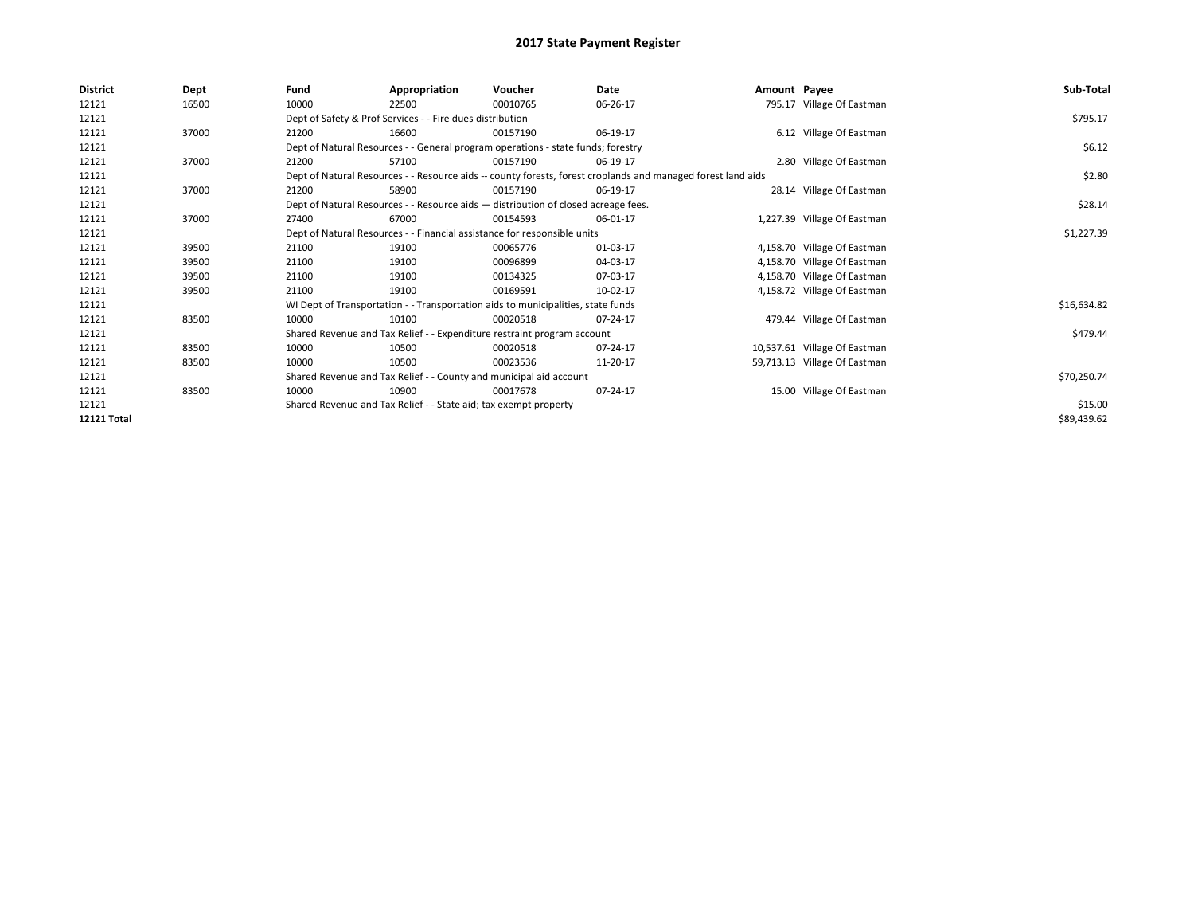# 2017 State Payment Register

| District | Dept | Fund | Appropriation | Voucher | Date | Amount | Payee | Sub-Total |
|---|---|---|---|---|---|---|---|---|
| 12121 | 16500 | 10000 | 22500 | 00010765 | 06-26-17 | 795.17 | Village Of Eastman | |
| 12121 | | Dept of Safety & Prof Services - - Fire dues distribution | | | | | | $795.17 |
| 12121 | 37000 | 21200 | 16600 | 00157190 | 06-19-17 | 6.12 | Village Of Eastman | |
| 12121 | | Dept of Natural Resources - - General program operations - state funds; forestry | | | | | | $6.12 |
| 12121 | 37000 | 21200 | 57100 | 00157190 | 06-19-17 | 2.80 | Village Of Eastman | |
| 12121 | | Dept of Natural Resources - - Resource aids -- county forests, forest croplands and managed forest land aids | | | | | | $2.80 |
| 12121 | 37000 | 21200 | 58900 | 00157190 | 06-19-17 | 28.14 | Village Of Eastman | |
| 12121 | | Dept of Natural Resources - - Resource aids — distribution of closed acreage fees. | | | | | | $28.14 |
| 12121 | 37000 | 27400 | 67000 | 00154593 | 06-01-17 | 1,227.39 | Village Of Eastman | |
| 12121 | | Dept of Natural Resources - - Financial assistance for responsible units | | | | | | $1,227.39 |
| 12121 | 39500 | 21100 | 19100 | 00065776 | 01-03-17 | 4,158.70 | Village Of Eastman | |
| 12121 | 39500 | 21100 | 19100 | 00096899 | 04-03-17 | 4,158.70 | Village Of Eastman | |
| 12121 | 39500 | 21100 | 19100 | 00134325 | 07-03-17 | 4,158.70 | Village Of Eastman | |
| 12121 | 39500 | 21100 | 19100 | 00169591 | 10-02-17 | 4,158.72 | Village Of Eastman | |
| 12121 | | WI Dept of Transportation - - Transportation aids to municipalities, state funds | | | | | | $16,634.82 |
| 12121 | 83500 | 10000 | 10100 | 00020518 | 07-24-17 | 479.44 | Village Of Eastman | |
| 12121 | | Shared Revenue and Tax Relief - - Expenditure restraint program account | | | | | | $479.44 |
| 12121 | 83500 | 10000 | 10500 | 00020518 | 07-24-17 | 10,537.61 | Village Of Eastman | |
| 12121 | 83500 | 10000 | 10500 | 00023536 | 11-20-17 | 59,713.13 | Village Of Eastman | |
| 12121 | | Shared Revenue and Tax Relief - - County and municipal aid account | | | | | | $70,250.74 |
| 12121 | 83500 | 10000 | 10900 | 00017678 | 07-24-17 | 15.00 | Village Of Eastman | |
| 12121 | | Shared Revenue and Tax Relief - - State aid; tax exempt property | | | | | | $15.00 |
| **12121 Total** | | | | | | | | $89,439.62 |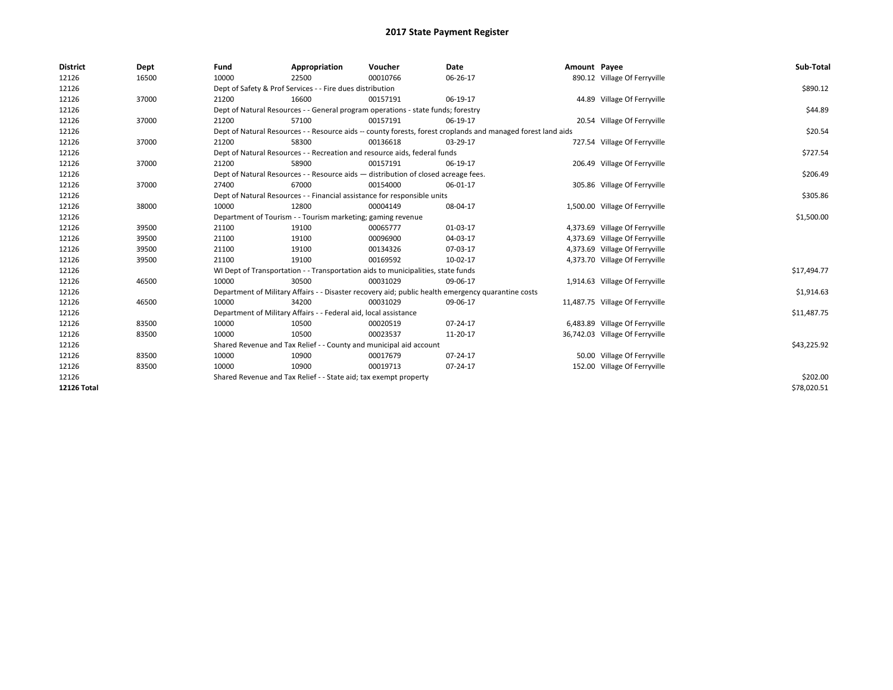# 2017 State Payment Register

| District | Dept | Fund | Appropriation | Voucher | Date | Amount | Payee | Sub-Total |
|---|---|---|---|---|---|---|---|---|
| 12126 | 16500 | 10000 | 22500 | 00010766 | 06-26-17 | 890.12 | Village Of Ferryville | |
| 12126 | | Dept of Safety & Prof Services - - Fire dues distribution | | | | | | $890.12 |
| 12126 | 37000 | 21200 | 16600 | 00157191 | 06-19-17 | 44.89 | Village Of Ferryville | |
| 12126 | | Dept of Natural Resources - - General program operations - state funds; forestry | | | | | | $44.89 |
| 12126 | 37000 | 21200 | 57100 | 00157191 | 06-19-17 | 20.54 | Village Of Ferryville | |
| 12126 | | Dept of Natural Resources - - Resource aids -- county forests, forest croplands and managed forest land aids | | | | | | $20.54 |
| 12126 | 37000 | 21200 | 58300 | 00136618 | 03-29-17 | 727.54 | Village Of Ferryville | |
| 12126 | | Dept of Natural Resources - - Recreation and resource aids, federal funds | | | | | | $727.54 |
| 12126 | 37000 | 21200 | 58900 | 00157191 | 06-19-17 | 206.49 | Village Of Ferryville | |
| 12126 | | Dept of Natural Resources - - Resource aids — distribution of closed acreage fees. | | | | | | $206.49 |
| 12126 | 37000 | 27400 | 67000 | 00154000 | 06-01-17 | 305.86 | Village Of Ferryville | |
| 12126 | | Dept of Natural Resources - - Financial assistance for responsible units | | | | | | $305.86 |
| 12126 | 38000 | 10000 | 12800 | 00004149 | 08-04-17 | 1,500.00 | Village Of Ferryville | |
| 12126 | | Department of Tourism - - Tourism marketing; gaming revenue | | | | | | $1,500.00 |
| 12126 | 39500 | 21100 | 19100 | 00065777 | 01-03-17 | 4,373.69 | Village Of Ferryville | |
| 12126 | 39500 | 21100 | 19100 | 00096900 | 04-03-17 | 4,373.69 | Village Of Ferryville | |
| 12126 | 39500 | 21100 | 19100 | 00134326 | 07-03-17 | 4,373.69 | Village Of Ferryville | |
| 12126 | 39500 | 21100 | 19100 | 00169592 | 10-02-17 | 4,373.70 | Village Of Ferryville | |
| 12126 | | WI Dept of Transportation - - Transportation aids to municipalities, state funds | | | | | | $17,494.77 |
| 12126 | 46500 | 10000 | 30500 | 00031029 | 09-06-17 | 1,914.63 | Village Of Ferryville | |
| 12126 | | Department of Military Affairs - - Disaster recovery aid; public health emergency quarantine costs | | | | | | $1,914.63 |
| 12126 | 46500 | 10000 | 34200 | 00031029 | 09-06-17 | 11,487.75 | Village Of Ferryville | |
| 12126 | | Department of Military Affairs - - Federal aid, local assistance | | | | | | $11,487.75 |
| 12126 | 83500 | 10000 | 10500 | 00020519 | 07-24-17 | 6,483.89 | Village Of Ferryville | |
| 12126 | 83500 | 10000 | 10500 | 00023537 | 11-20-17 | 36,742.03 | Village Of Ferryville | |
| 12126 | | Shared Revenue and Tax Relief - - County and municipal aid account | | | | | | $43,225.92 |
| 12126 | 83500 | 10000 | 10900 | 00017679 | 07-24-17 | 50.00 | Village Of Ferryville | |
| 12126 | 83500 | 10000 | 10900 | 00019713 | 07-24-17 | 152.00 | Village Of Ferryville | |
| 12126 | | Shared Revenue and Tax Relief - - State aid; tax exempt property | | | | | | $202.00 |
| **12126 Total** | | | | | | | | $78,020.51 |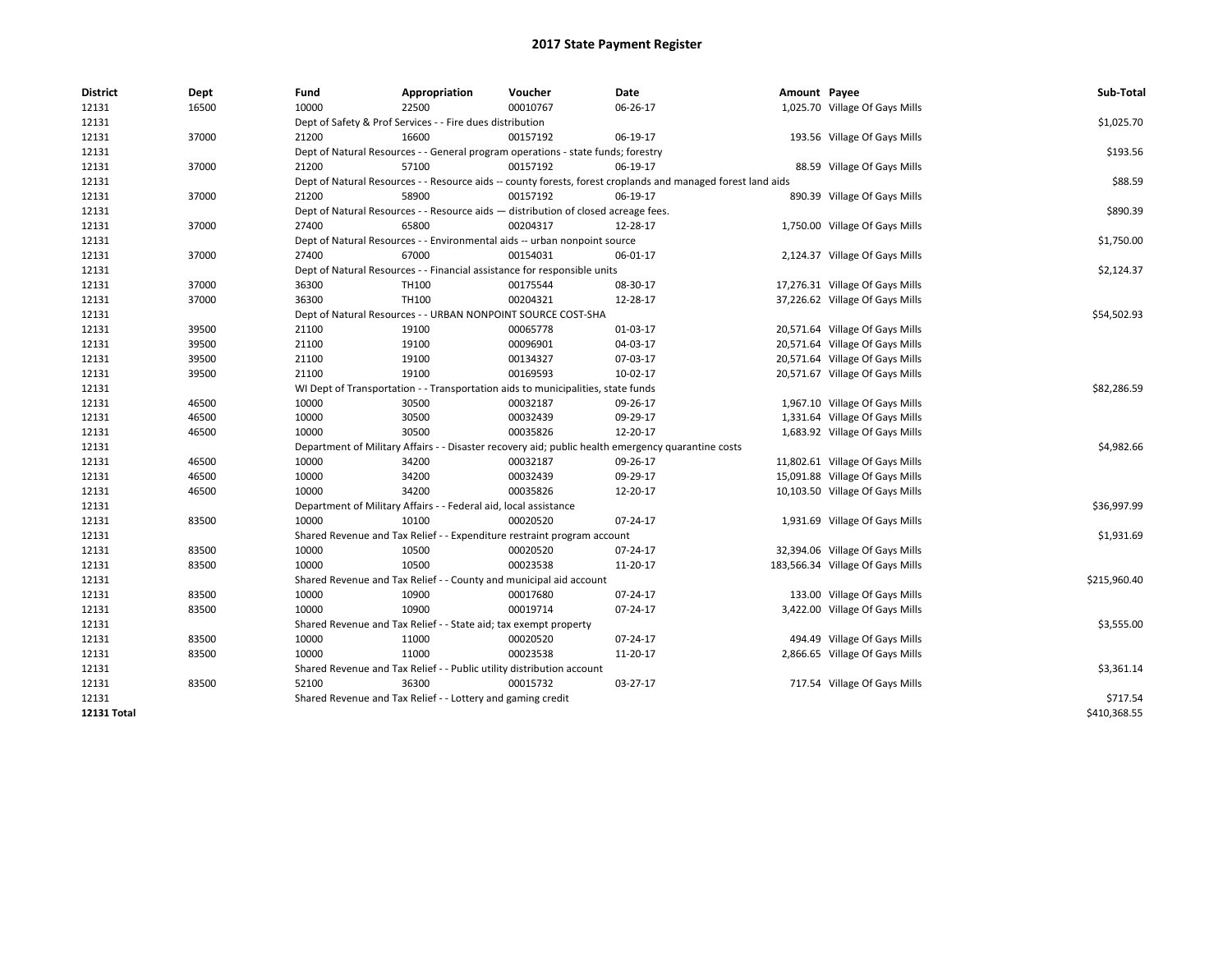# 2017 State Payment Register

| District | Dept | Fund | Appropriation | Voucher | Date | Amount | Payee | Sub-Total |
|---|---|---|---|---|---|---|---|---|
| 12131 | 16500 | 10000 | 22500 | 00010767 | 06-26-17 | 1,025.70 | Village Of Gays Mills | |
| 12131 | | Dept of Safety & Prof Services - - Fire dues distribution | | | | | | $1,025.70 |
| 12131 | 37000 | 21200 | 16600 | 00157192 | 06-19-17 | 193.56 | Village Of Gays Mills | |
| 12131 | | Dept of Natural Resources - - General program operations - state funds; forestry | | | | | | $193.56 |
| 12131 | 37000 | 21200 | 57100 | 00157192 | 06-19-17 | 88.59 | Village Of Gays Mills | |
| 12131 | | Dept of Natural Resources - - Resource aids -- county forests, forest croplands and managed forest land aids | | | | | | $88.59 |
| 12131 | 37000 | 21200 | 58900 | 00157192 | 06-19-17 | 890.39 | Village Of Gays Mills | |
| 12131 | | Dept of Natural Resources - - Resource aids — distribution of closed acreage fees. | | | | | | $890.39 |
| 12131 | 37000 | 27400 | 65800 | 00204317 | 12-28-17 | 1,750.00 | Village Of Gays Mills | |
| 12131 | | Dept of Natural Resources - - Environmental aids -- urban nonpoint source | | | | | | $1,750.00 |
| 12131 | 37000 | 27400 | 67000 | 00154031 | 06-01-17 | 2,124.37 | Village Of Gays Mills | |
| 12131 | | Dept of Natural Resources - - Financial assistance for responsible units | | | | | | $2,124.37 |
| 12131 | 37000 | 36300 | TH100 | 00175544 | 08-30-17 | 17,276.31 | Village Of Gays Mills | |
| 12131 | 37000 | 36300 | TH100 | 00204321 | 12-28-17 | 37,226.62 | Village Of Gays Mills | |
| 12131 | | Dept of Natural Resources - - URBAN NONPOINT SOURCE COST-SHA | | | | | | $54,502.93 |
| 12131 | 39500 | 21100 | 19100 | 00065778 | 01-03-17 | 20,571.64 | Village Of Gays Mills | |
| 12131 | 39500 | 21100 | 19100 | 00096901 | 04-03-17 | 20,571.64 | Village Of Gays Mills | |
| 12131 | 39500 | 21100 | 19100 | 00134327 | 07-03-17 | 20,571.64 | Village Of Gays Mills | |
| 12131 | 39500 | 21100 | 19100 | 00169593 | 10-02-17 | 20,571.67 | Village Of Gays Mills | |
| 12131 | | WI Dept of Transportation - - Transportation aids to municipalities, state funds | | | | | | $82,286.59 |
| 12131 | 46500 | 10000 | 30500 | 00032187 | 09-26-17 | 1,967.10 | Village Of Gays Mills | |
| 12131 | 46500 | 10000 | 30500 | 00032439 | 09-29-17 | 1,331.64 | Village Of Gays Mills | |
| 12131 | 46500 | 10000 | 30500 | 00035826 | 12-20-17 | 1,683.92 | Village Of Gays Mills | |
| 12131 | | Department of Military Affairs - - Disaster recovery aid; public health emergency quarantine costs | | | | | | $4,982.66 |
| 12131 | 46500 | 10000 | 34200 | 00032187 | 09-26-17 | 11,802.61 | Village Of Gays Mills | |
| 12131 | 46500 | 10000 | 34200 | 00032439 | 09-29-17 | 15,091.88 | Village Of Gays Mills | |
| 12131 | 46500 | 10000 | 34200 | 00035826 | 12-20-17 | 10,103.50 | Village Of Gays Mills | |
| 12131 | | Department of Military Affairs - - Federal aid, local assistance | | | | | | $36,997.99 |
| 12131 | 83500 | 10000 | 10100 | 00020520 | 07-24-17 | 1,931.69 | Village Of Gays Mills | |
| 12131 | | Shared Revenue and Tax Relief - - Expenditure restraint program account | | | | | | $1,931.69 |
| 12131 | 83500 | 10000 | 10500 | 00020520 | 07-24-17 | 32,394.06 | Village Of Gays Mills | |
| 12131 | 83500 | 10000 | 10500 | 00023538 | 11-20-17 | 183,566.34 | Village Of Gays Mills | |
| 12131 | | Shared Revenue and Tax Relief - - County and municipal aid account | | | | | | $215,960.40 |
| 12131 | 83500 | 10000 | 10900 | 00017680 | 07-24-17 | 133.00 | Village Of Gays Mills | |
| 12131 | 83500 | 10000 | 10900 | 00019714 | 07-24-17 | 3,422.00 | Village Of Gays Mills | |
| 12131 | | Shared Revenue and Tax Relief - - State aid; tax exempt property | | | | | | $3,555.00 |
| 12131 | 83500 | 10000 | 11000 | 00020520 | 07-24-17 | 494.49 | Village Of Gays Mills | |
| 12131 | 83500 | 10000 | 11000 | 00023538 | 11-20-17 | 2,866.65 | Village Of Gays Mills | |
| 12131 | | Shared Revenue and Tax Relief - - Public utility distribution account | | | | | | $3,361.14 |
| 12131 | 83500 | 52100 | 36300 | 00015732 | 03-27-17 | 717.54 | Village Of Gays Mills | |
| 12131 | | Shared Revenue and Tax Relief - - Lottery and gaming credit | | | | | | $717.54 |
| **12131 Total** | | | | | | | | $410,368.55 |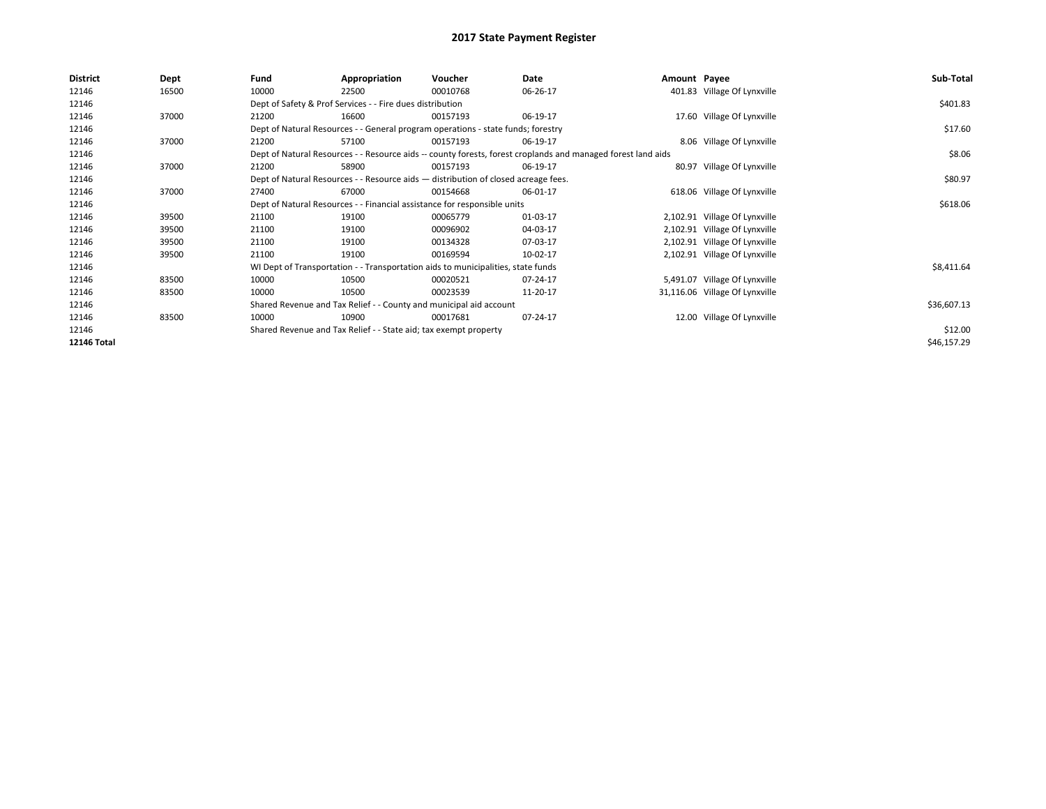# 2017 State Payment Register

| District | Dept | Fund | Appropriation | Voucher | Date | Amount | Payee | Sub-Total |
|---|---|---|---|---|---|---|---|---|
| 12146 | 16500 | 10000 | 22500 | 00010768 | 06-26-17 | 401.83 | Village Of Lynxville | |
| 12146 | | Dept of Safety & Prof Services - - Fire dues distribution | | | | | | $401.83 |
| 12146 | 37000 | 21200 | 16600 | 00157193 | 06-19-17 | 17.60 | Village Of Lynxville | |
| 12146 | | Dept of Natural Resources - - General program operations - state funds; forestry | | | | | | $17.60 |
| 12146 | 37000 | 21200 | 57100 | 00157193 | 06-19-17 | 8.06 | Village Of Lynxville | |
| 12146 | | Dept of Natural Resources - - Resource aids -- county forests, forest croplands and managed forest land aids | | | | | | $8.06 |
| 12146 | 37000 | 21200 | 58900 | 00157193 | 06-19-17 | 80.97 | Village Of Lynxville | |
| 12146 | | Dept of Natural Resources - - Resource aids — distribution of closed acreage fees. | | | | | | $80.97 |
| 12146 | 37000 | 27400 | 67000 | 00154668 | 06-01-17 | 618.06 | Village Of Lynxville | |
| 12146 | | Dept of Natural Resources - - Financial assistance for responsible units | | | | | | $618.06 |
| 12146 | 39500 | 21100 | 19100 | 00065779 | 01-03-17 | 2,102.91 | Village Of Lynxville | |
| 12146 | 39500 | 21100 | 19100 | 00096902 | 04-03-17 | 2,102.91 | Village Of Lynxville | |
| 12146 | 39500 | 21100 | 19100 | 00134328 | 07-03-17 | 2,102.91 | Village Of Lynxville | |
| 12146 | 39500 | 21100 | 19100 | 00169594 | 10-02-17 | 2,102.91 | Village Of Lynxville | |
| 12146 | | WI Dept of Transportation - - Transportation aids to municipalities, state funds | | | | | | $8,411.64 |
| 12146 | 83500 | 10000 | 10500 | 00020521 | 07-24-17 | 5,491.07 | Village Of Lynxville | |
| 12146 | 83500 | 10000 | 10500 | 00023539 | 11-20-17 | 31,116.06 | Village Of Lynxville | |
| 12146 | | Shared Revenue and Tax Relief - - County and municipal aid account | | | | | | $36,607.13 |
| 12146 | 83500 | 10000 | 10900 | 00017681 | 07-24-17 | 12.00 | Village Of Lynxville | |
| 12146 | | Shared Revenue and Tax Relief - - State aid; tax exempt property | | | | | | $12.00 |
| **12146 Total** | | | | | | | | $46,157.29 |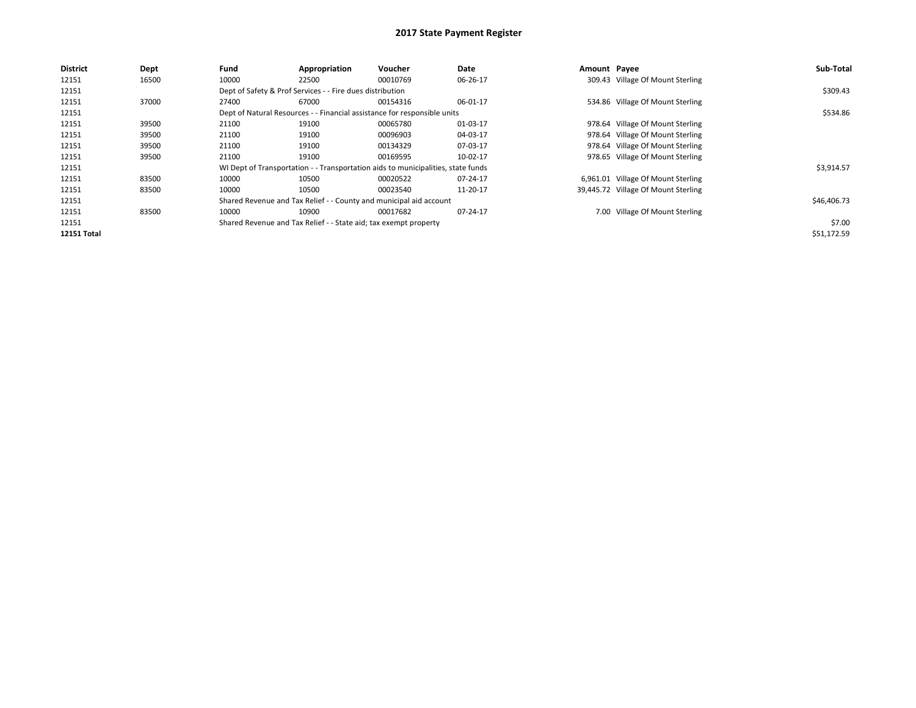# 2017 State Payment Register

| District | Dept | Fund | Appropriation | Voucher | Date | Amount | Payee | Sub-Total |
|---|---|---|---|---|---|---|---|---|
| 12151 | 16500 | 10000 | 22500 | 00010769 | 06-26-17 | 309.43 | Village Of Mount Sterling | |
| 12151 | | Dept of Safety & Prof Services - - Fire dues distribution | | | | | | $309.43 |
| 12151 | 37000 | 27400 | 67000 | 00154316 | 06-01-17 | 534.86 | Village Of Mount Sterling | |
| 12151 | | Dept of Natural Resources - - Financial assistance for responsible units | | | | | | $534.86 |
| 12151 | 39500 | 21100 | 19100 | 00065780 | 01-03-17 | 978.64 | Village Of Mount Sterling | |
| 12151 | 39500 | 21100 | 19100 | 00096903 | 04-03-17 | 978.64 | Village Of Mount Sterling | |
| 12151 | 39500 | 21100 | 19100 | 00134329 | 07-03-17 | 978.64 | Village Of Mount Sterling | |
| 12151 | 39500 | 21100 | 19100 | 00169595 | 10-02-17 | 978.65 | Village Of Mount Sterling | |
| 12151 | | WI Dept of Transportation - - Transportation aids to municipalities, state funds | | | | | | $3,914.57 |
| 12151 | 83500 | 10000 | 10500 | 00020522 | 07-24-17 | 6,961.01 | Village Of Mount Sterling | |
| 12151 | 83500 | 10000 | 10500 | 00023540 | 11-20-17 | 39,445.72 | Village Of Mount Sterling | |
| 12151 | | Shared Revenue and Tax Relief - - County and municipal aid account | | | | | | $46,406.73 |
| 12151 | 83500 | 10000 | 10900 | 00017682 | 07-24-17 | 7.00 | Village Of Mount Sterling | |
| 12151 | | Shared Revenue and Tax Relief - - State aid; tax exempt property | | | | | | $7.00 |
| **12151 Total** | | | | | | | | $51,172.59 |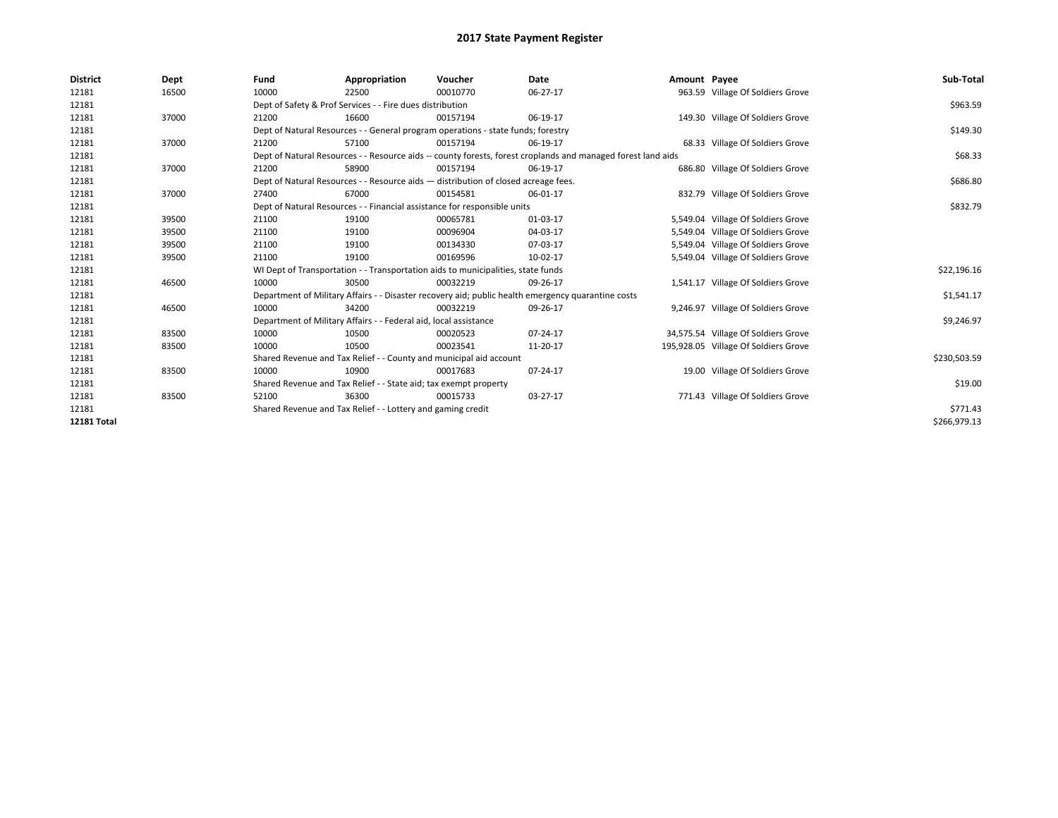# 2017 State Payment Register

| District | Dept | Fund | Appropriation | Voucher | Date | Amount | Payee | Sub-Total |
|---|---|---|---|---|---|---|---|---|
| 12181 | 16500 | 10000 | 22500 | 00010770 | 06-27-17 | 963.59 | Village Of Soldiers Grove | |
| 12181 | | Dept of Safety & Prof Services - - Fire dues distribution | | | | | | $963.59 |
| 12181 | 37000 | 21200 | 16600 | 00157194 | 06-19-17 | 149.30 | Village Of Soldiers Grove | |
| 12181 | | Dept of Natural Resources - - General program operations - state funds; forestry | | | | | | $149.30 |
| 12181 | 37000 | 21200 | 57100 | 00157194 | 06-19-17 | 68.33 | Village Of Soldiers Grove | |
| 12181 | | Dept of Natural Resources - - Resource aids -- county forests, forest croplands and managed forest land aids | | | | | | $68.33 |
| 12181 | 37000 | 21200 | 58900 | 00157194 | 06-19-17 | 686.80 | Village Of Soldiers Grove | |
| 12181 | | Dept of Natural Resources - - Resource aids — distribution of closed acreage fees. | | | | | | $686.80 |
| 12181 | 37000 | 27400 | 67000 | 00154581 | 06-01-17 | 832.79 | Village Of Soldiers Grove | |
| 12181 | | Dept of Natural Resources - - Financial assistance for responsible units | | | | | | $832.79 |
| 12181 | 39500 | 21100 | 19100 | 00065781 | 01-03-17 | 5,549.04 | Village Of Soldiers Grove | |
| 12181 | 39500 | 21100 | 19100 | 00096904 | 04-03-17 | 5,549.04 | Village Of Soldiers Grove | |
| 12181 | 39500 | 21100 | 19100 | 00134330 | 07-03-17 | 5,549.04 | Village Of Soldiers Grove | |
| 12181 | 39500 | 21100 | 19100 | 00169596 | 10-02-17 | 5,549.04 | Village Of Soldiers Grove | |
| 12181 | | WI Dept of Transportation - - Transportation aids to municipalities, state funds | | | | | | $22,196.16 |
| 12181 | 46500 | 10000 | 30500 | 00032219 | 09-26-17 | 1,541.17 | Village Of Soldiers Grove | |
| 12181 | | Department of Military Affairs - - Disaster recovery aid; public health emergency quarantine costs | | | | | | $1,541.17 |
| 12181 | 46500 | 10000 | 34200 | 00032219 | 09-26-17 | 9,246.97 | Village Of Soldiers Grove | |
| 12181 | | Department of Military Affairs - - Federal aid, local assistance | | | | | | $9,246.97 |
| 12181 | 83500 | 10000 | 10500 | 00020523 | 07-24-17 | 34,575.54 | Village Of Soldiers Grove | |
| 12181 | 83500 | 10000 | 10500 | 00023541 | 11-20-17 | 195,928.05 | Village Of Soldiers Grove | |
| 12181 | | Shared Revenue and Tax Relief - - County and municipal aid account | | | | | | $230,503.59 |
| 12181 | 83500 | 10000 | 10900 | 00017683 | 07-24-17 | 19.00 | Village Of Soldiers Grove | |
| 12181 | | Shared Revenue and Tax Relief - - State aid; tax exempt property | | | | | | $19.00 |
| 12181 | 83500 | 52100 | 36300 | 00015733 | 03-27-17 | 771.43 | Village Of Soldiers Grove | |
| 12181 | | Shared Revenue and Tax Relief - - Lottery and gaming credit | | | | | | $771.43 |
| **12181 Total** | | | | | | | | $266,979.13 |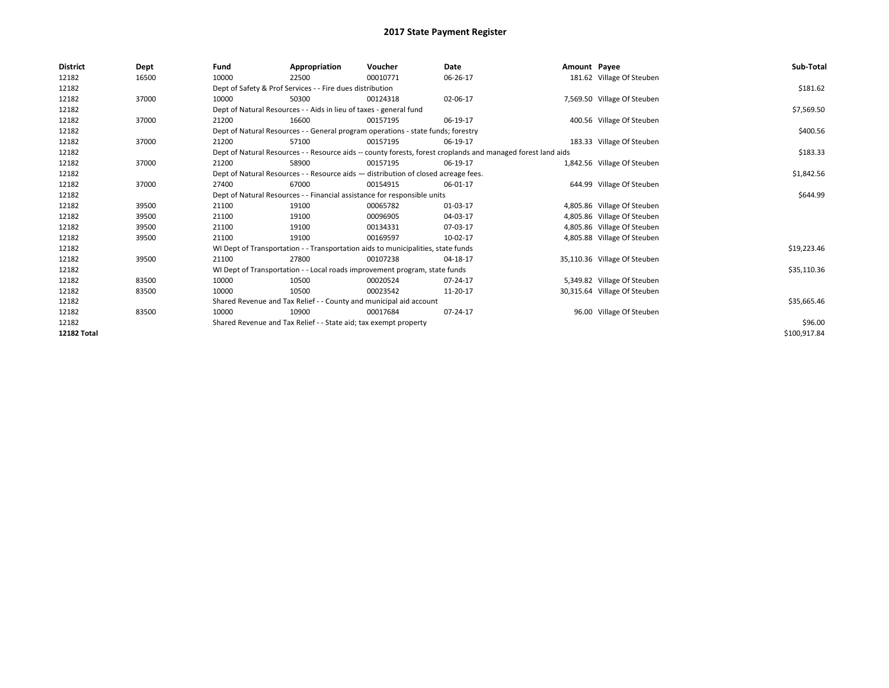# 2017 State Payment Register

| District | Dept | Fund | Appropriation | Voucher | Date | Amount | Payee | Sub-Total |
|---|---|---|---|---|---|---|---|---|
| 12182 | 16500 | 10000 | 22500 | 00010771 | 06-26-17 | 181.62 | Village Of Steuben | |
| 12182 | | Dept of Safety & Prof Services - - Fire dues distribution | | | | | | $181.62 |
| 12182 | 37000 | 10000 | 50300 | 00124318 | 02-06-17 | 7,569.50 | Village Of Steuben | |
| 12182 | | Dept of Natural Resources - - Aids in lieu of taxes - general fund | | | | | | $7,569.50 |
| 12182 | 37000 | 21200 | 16600 | 00157195 | 06-19-17 | 400.56 | Village Of Steuben | |
| 12182 | | Dept of Natural Resources - - General program operations - state funds; forestry | | | | | | $400.56 |
| 12182 | 37000 | 21200 | 57100 | 00157195 | 06-19-17 | 183.33 | Village Of Steuben | |
| 12182 | | Dept of Natural Resources - - Resource aids -- county forests, forest croplands and managed forest land aids | | | | | | $183.33 |
| 12182 | 37000 | 21200 | 58900 | 00157195 | 06-19-17 | 1,842.56 | Village Of Steuben | |
| 12182 | | Dept of Natural Resources - - Resource aids — distribution of closed acreage fees. | | | | | | $1,842.56 |
| 12182 | 37000 | 27400 | 67000 | 00154915 | 06-01-17 | 644.99 | Village Of Steuben | |
| 12182 | | Dept of Natural Resources - - Financial assistance for responsible units | | | | | | $644.99 |
| 12182 | 39500 | 21100 | 19100 | 00065782 | 01-03-17 | 4,805.86 | Village Of Steuben | |
| 12182 | 39500 | 21100 | 19100 | 00096905 | 04-03-17 | 4,805.86 | Village Of Steuben | |
| 12182 | 39500 | 21100 | 19100 | 00134331 | 07-03-17 | 4,805.86 | Village Of Steuben | |
| 12182 | 39500 | 21100 | 19100 | 00169597 | 10-02-17 | 4,805.88 | Village Of Steuben | |
| 12182 | | WI Dept of Transportation - - Transportation aids to municipalities, state funds | | | | | | $19,223.46 |
| 12182 | 39500 | 21100 | 27800 | 00107238 | 04-18-17 | 35,110.36 | Village Of Steuben | |
| 12182 | | WI Dept of Transportation - - Local roads improvement program, state funds | | | | | | $35,110.36 |
| 12182 | 83500 | 10000 | 10500 | 00020524 | 07-24-17 | 5,349.82 | Village Of Steuben | |
| 12182 | 83500 | 10000 | 10500 | 00023542 | 11-20-17 | 30,315.64 | Village Of Steuben | |
| 12182 | | Shared Revenue and Tax Relief - - County and municipal aid account | | | | | | $35,665.46 |
| 12182 | 83500 | 10000 | 10900 | 00017684 | 07-24-17 | 96.00 | Village Of Steuben | |
| 12182 | | Shared Revenue and Tax Relief - - State aid; tax exempt property | | | | | | $96.00 |
| **12182 Total** | | | | | | | | $100,917.84 |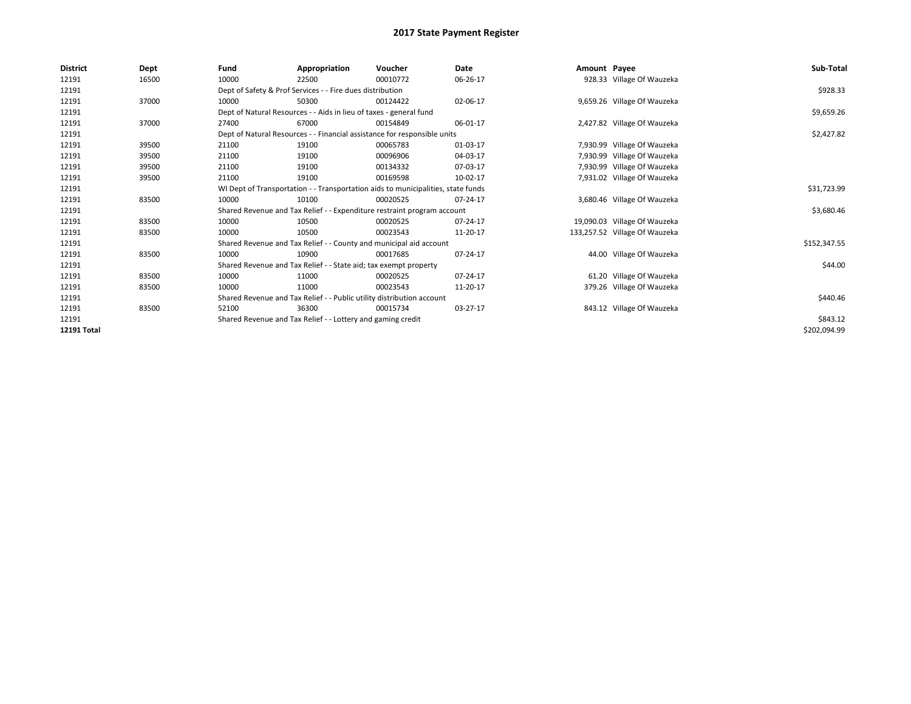# 2017 State Payment Register

| District | Dept | Fund | Appropriation | Voucher | Date | Amount | Payee | Sub-Total |
|---|---|---|---|---|---|---|---|---|
| 12191 | 16500 | 10000 | 22500 | 00010772 | 06-26-17 | 928.33 | Village Of Wauzeka | |
| 12191 | | Dept of Safety & Prof Services - - Fire dues distribution | | | | | | $928.33 |
| 12191 | 37000 | 10000 | 50300 | 00124422 | 02-06-17 | 9,659.26 | Village Of Wauzeka | |
| 12191 | | Dept of Natural Resources - - Aids in lieu of taxes - general fund | | | | | | $9,659.26 |
| 12191 | 37000 | 27400 | 67000 | 00154849 | 06-01-17 | 2,427.82 | Village Of Wauzeka | |
| 12191 | | Dept of Natural Resources - - Financial assistance for responsible units | | | | | | $2,427.82 |
| 12191 | 39500 | 21100 | 19100 | 00065783 | 01-03-17 | 7,930.99 | Village Of Wauzeka | |
| 12191 | 39500 | 21100 | 19100 | 00096906 | 04-03-17 | 7,930.99 | Village Of Wauzeka | |
| 12191 | 39500 | 21100 | 19100 | 00134332 | 07-03-17 | 7,930.99 | Village Of Wauzeka | |
| 12191 | 39500 | 21100 | 19100 | 00169598 | 10-02-17 | 7,931.02 | Village Of Wauzeka | |
| 12191 | | WI Dept of Transportation - - Transportation aids to municipalities, state funds | | | | | | $31,723.99 |
| 12191 | 83500 | 10000 | 10100 | 00020525 | 07-24-17 | 3,680.46 | Village Of Wauzeka | |
| 12191 | | Shared Revenue and Tax Relief - - Expenditure restraint program account | | | | | | $3,680.46 |
| 12191 | 83500 | 10000 | 10500 | 00020525 | 07-24-17 | 19,090.03 | Village Of Wauzeka | |
| 12191 | 83500 | 10000 | 10500 | 00023543 | 11-20-17 | 133,257.52 | Village Of Wauzeka | |
| 12191 | | Shared Revenue and Tax Relief - - County and municipal aid account | | | | | | $152,347.55 |
| 12191 | 83500 | 10000 | 10900 | 00017685 | 07-24-17 | 44.00 | Village Of Wauzeka | |
| 12191 | | Shared Revenue and Tax Relief - - State aid; tax exempt property | | | | | | $44.00 |
| 12191 | 83500 | 10000 | 11000 | 00020525 | 07-24-17 | 61.20 | Village Of Wauzeka | |
| 12191 | 83500 | 10000 | 11000 | 00023543 | 11-20-17 | 379.26 | Village Of Wauzeka | |
| 12191 | | Shared Revenue and Tax Relief - - Public utility distribution account | | | | | | $440.46 |
| 12191 | 83500 | 52100 | 36300 | 00015734 | 03-27-17 | 843.12 | Village Of Wauzeka | |
| 12191 | | Shared Revenue and Tax Relief - - Lottery and gaming credit | | | | | | $843.12 |
| **12191 Total** | | | | | | | | $202,094.99 |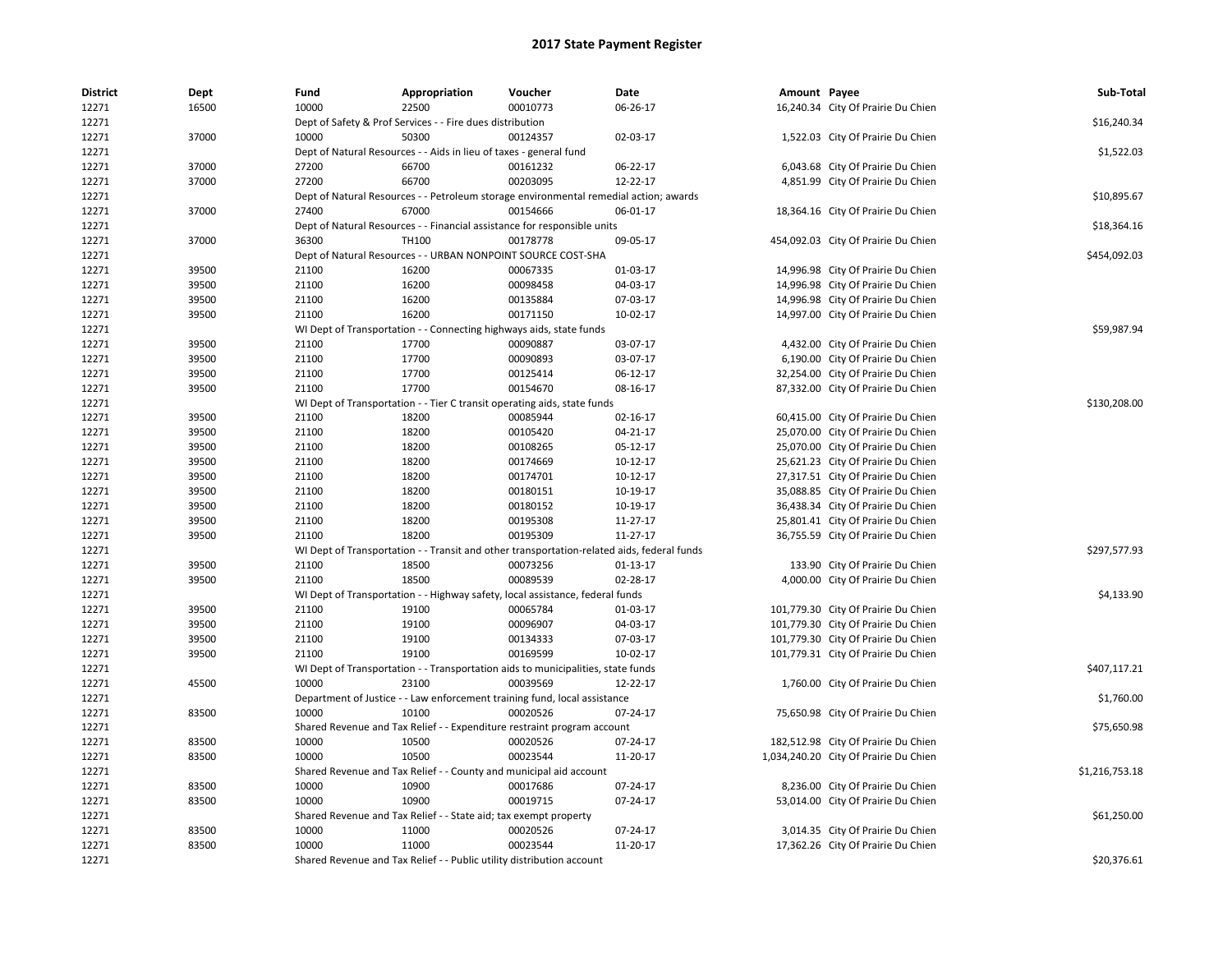# 2017 State Payment Register

| District | Dept | Fund | Appropriation | Voucher | Date | Amount | Payee | Sub-Total |
|---|---|---|---|---|---|---|---|---|
| 12271 | 16500 | 10000 | 22500 | 00010773 | 06-26-17 | 16,240.34 | City Of Prairie Du Chien | |
| 12271 | | Dept of Safety & Prof Services - - Fire dues distribution | | | | | | $16,240.34 |
| 12271 | 37000 | 10000 | 50300 | 00124357 | 02-03-17 | 1,522.03 | City Of Prairie Du Chien | |
| 12271 | | Dept of Natural Resources - - Aids in lieu of taxes - general fund | | | | | | $1,522.03 |
| 12271 | 37000 | 27200 | 66700 | 00161232 | 06-22-17 | 6,043.68 | City Of Prairie Du Chien | |
| 12271 | 37000 | 27200 | 66700 | 00203095 | 12-22-17 | 4,851.99 | City Of Prairie Du Chien | |
| 12271 | | Dept of Natural Resources - - Petroleum storage environmental remedial action; awards | | | | | | $10,895.67 |
| 12271 | 37000 | 27400 | 67000 | 00154666 | 06-01-17 | 18,364.16 | City Of Prairie Du Chien | |
| 12271 | | Dept of Natural Resources - - Financial assistance for responsible units | | | | | | $18,364.16 |
| 12271 | 37000 | 36300 | TH100 | 00178778 | 09-05-17 | 454,092.03 | City Of Prairie Du Chien | |
| 12271 | | Dept of Natural Resources - - URBAN NONPOINT SOURCE COST-SHA | | | | | | $454,092.03 |
| 12271 | 39500 | 21100 | 16200 | 00067335 | 01-03-17 | 14,996.98 | City Of Prairie Du Chien | |
| 12271 | 39500 | 21100 | 16200 | 00098458 | 04-03-17 | 14,996.98 | City Of Prairie Du Chien | |
| 12271 | 39500 | 21100 | 16200 | 00135884 | 07-03-17 | 14,996.98 | City Of Prairie Du Chien | |
| 12271 | 39500 | 21100 | 16200 | 00171150 | 10-02-17 | 14,997.00 | City Of Prairie Du Chien | |
| 12271 | | WI Dept of Transportation - - Connecting highways aids, state funds | | | | | | $59,987.94 |
| 12271 | 39500 | 21100 | 17700 | 00090887 | 03-07-17 | 4,432.00 | City Of Prairie Du Chien | |
| 12271 | 39500 | 21100 | 17700 | 00090893 | 03-07-17 | 6,190.00 | City Of Prairie Du Chien | |
| 12271 | 39500 | 21100 | 17700 | 00125414 | 06-12-17 | 32,254.00 | City Of Prairie Du Chien | |
| 12271 | 39500 | 21100 | 17700 | 00154670 | 08-16-17 | 87,332.00 | City Of Prairie Du Chien | |
| 12271 | | WI Dept of Transportation - - Tier C transit operating aids, state funds | | | | | | $130,208.00 |
| 12271 | 39500 | 21100 | 18200 | 00085944 | 02-16-17 | 60,415.00 | City Of Prairie Du Chien | |
| 12271 | 39500 | 21100 | 18200 | 00105420 | 04-21-17 | 25,070.00 | City Of Prairie Du Chien | |
| 12271 | 39500 | 21100 | 18200 | 00108265 | 05-12-17 | 25,070.00 | City Of Prairie Du Chien | |
| 12271 | 39500 | 21100 | 18200 | 00174669 | 10-12-17 | 25,621.23 | City Of Prairie Du Chien | |
| 12271 | 39500 | 21100 | 18200 | 00174701 | 10-12-17 | 27,317.51 | City Of Prairie Du Chien | |
| 12271 | 39500 | 21100 | 18200 | 00180151 | 10-19-17 | 35,088.85 | City Of Prairie Du Chien | |
| 12271 | 39500 | 21100 | 18200 | 00180152 | 10-19-17 | 36,438.34 | City Of Prairie Du Chien | |
| 12271 | 39500 | 21100 | 18200 | 00195308 | 11-27-17 | 25,801.41 | City Of Prairie Du Chien | |
| 12271 | 39500 | 21100 | 18200 | 00195309 | 11-27-17 | 36,755.59 | City Of Prairie Du Chien | |
| 12271 | | WI Dept of Transportation - - Transit and other transportation-related aids, federal funds | | | | | | $297,577.93 |
| 12271 | 39500 | 21100 | 18500 | 00073256 | 01-13-17 | 133.90 | City Of Prairie Du Chien | |
| 12271 | 39500 | 21100 | 18500 | 00089539 | 02-28-17 | 4,000.00 | City Of Prairie Du Chien | |
| 12271 | | WI Dept of Transportation - - Highway safety, local assistance, federal funds | | | | | | $4,133.90 |
| 12271 | 39500 | 21100 | 19100 | 00065784 | 01-03-17 | 101,779.30 | City Of Prairie Du Chien | |
| 12271 | 39500 | 21100 | 19100 | 00096907 | 04-03-17 | 101,779.30 | City Of Prairie Du Chien | |
| 12271 | 39500 | 21100 | 19100 | 00134333 | 07-03-17 | 101,779.30 | City Of Prairie Du Chien | |
| 12271 | 39500 | 21100 | 19100 | 00169599 | 10-02-17 | 101,779.31 | City Of Prairie Du Chien | |
| 12271 | | WI Dept of Transportation - - Transportation aids to municipalities, state funds | | | | | | $407,117.21 |
| 12271 | 45500 | 10000 | 23100 | 00039569 | 12-22-17 | 1,760.00 | City Of Prairie Du Chien | |
| 12271 | | Department of Justice - - Law enforcement training fund, local assistance | | | | | | $1,760.00 |
| 12271 | 83500 | 10000 | 10100 | 00020526 | 07-24-17 | 75,650.98 | City Of Prairie Du Chien | |
| 12271 | | Shared Revenue and Tax Relief - - Expenditure restraint program account | | | | | | $75,650.98 |
| 12271 | 83500 | 10000 | 10500 | 00020526 | 07-24-17 | 182,512.98 | City Of Prairie Du Chien | |
| 12271 | 83500 | 10000 | 10500 | 00023544 | 11-20-17 | 1,034,240.20 | City Of Prairie Du Chien | |
| 12271 | | Shared Revenue and Tax Relief - - County and municipal aid account | | | | | | $1,216,753.18 |
| 12271 | 83500 | 10000 | 10900 | 00017686 | 07-24-17 | 8,236.00 | City Of Prairie Du Chien | |
| 12271 | 83500 | 10000 | 10900 | 00019715 | 07-24-17 | 53,014.00 | City Of Prairie Du Chien | |
| 12271 | | Shared Revenue and Tax Relief - - State aid; tax exempt property | | | | | | $61,250.00 |
| 12271 | 83500 | 10000 | 11000 | 00020526 | 07-24-17 | 3,014.35 | City Of Prairie Du Chien | |
| 12271 | 83500 | 10000 | 11000 | 00023544 | 11-20-17 | 17,362.26 | City Of Prairie Du Chien | |
| 12271 | | Shared Revenue and Tax Relief - - Public utility distribution account | | | | | | $20,376.61 |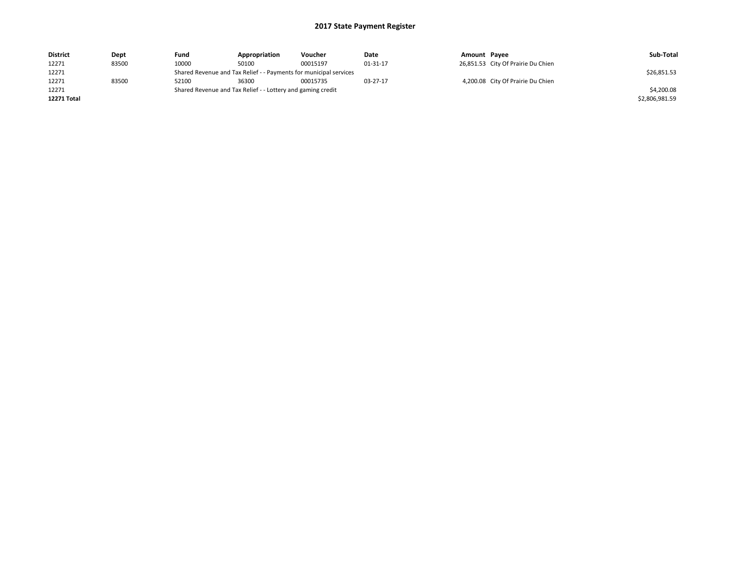## 2017 State Payment Register

| District | Dept | Fund | Appropriation | Voucher | Date | Amount | Payee | Sub-Total |
|---|---|---|---|---|---|---|---|---|
| 12271 | 83500 | 10000 | 50100 | 00015197 | 01-31-17 | 26,851.53 | City Of Prairie Du Chien | |
| 12271 | | Shared Revenue and Tax Relief - - Payments for municipal services | | | | | | $26,851.53 |
| 12271 | 83500 | 52100 | 36300 | 00015735 | 03-27-17 | 4,200.08 | City Of Prairie Du Chien | |
| 12271 | | Shared Revenue and Tax Relief - - Lottery and gaming credit | | | | | | $4,200.08 |
| **12271 Total** | | | | | | | | $2,806,981.59 |